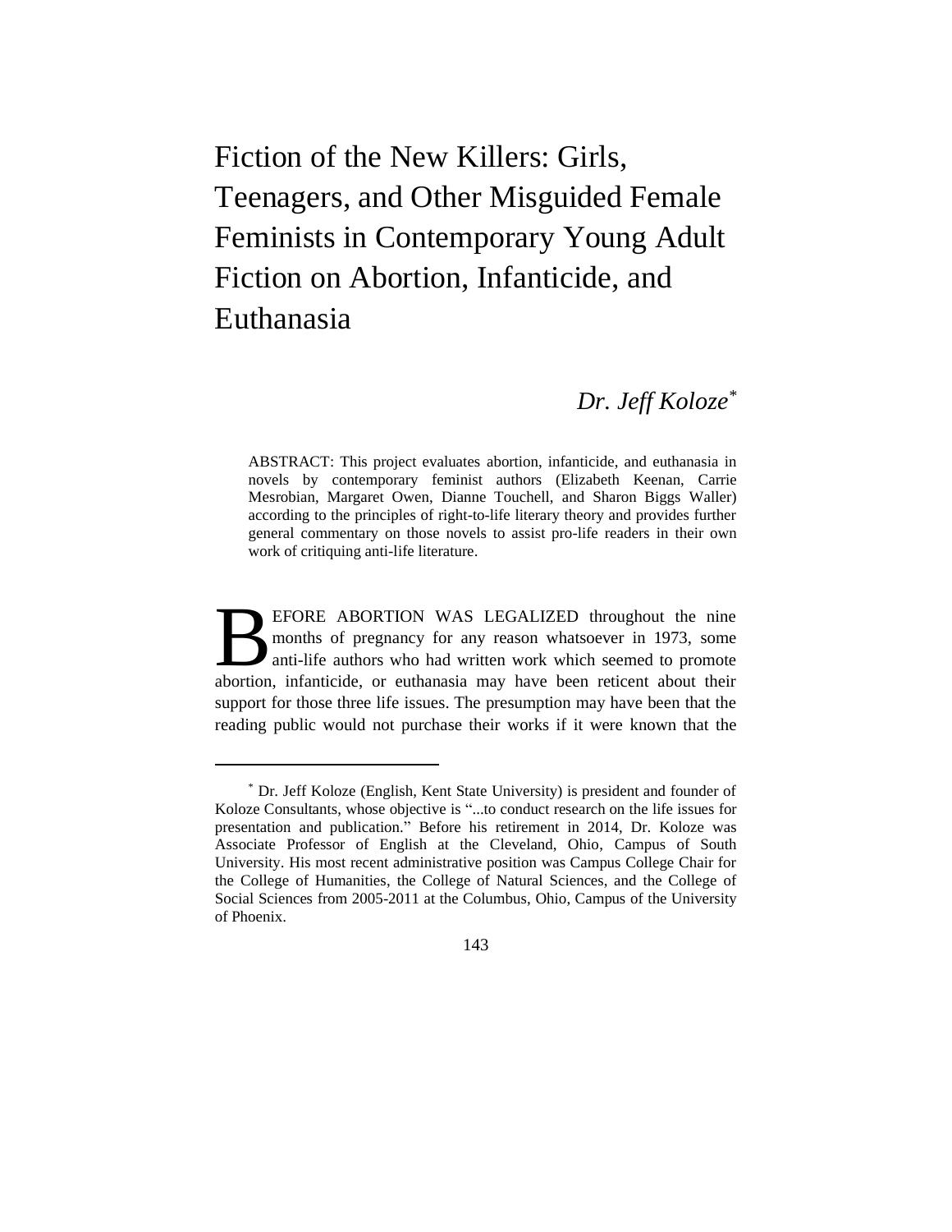# Fiction of the New Killers: Girls, Teenagers, and Other Misguided Female Feminists in Contemporary Young Adult Fiction on Abortion, Infanticide, and Euthanasia

*Dr. Jeff Koloze*[*]

ABSTRACT: This project evaluates abortion, infanticide, and euthanasia in novels by contemporary feminist authors (Elizabeth Keenan, Carrie Mesrobian, Margaret Owen, Dianne Touchell, and Sharon Biggs Waller) according to the principles of right-to-life literary theory and provides further general commentary on those novels to assist pro-life readers in their own work of critiquing anti-life literature.

BEFORE ABORTION WAS LEGALIZED throughout the nine months of pregnancy for any reason whatsoever in 1973, some anti-life authors who had written work which seemed to promote abortion, infanticide, or euthanasia may have been reticent about their support for those three life issues. The presumption may have been that the reading public would not purchase their works if it were known that the

[*] Dr. Jeff Koloze (English, Kent State University) is president and founder of Koloze Consultants, whose objective is "...to conduct research on the life issues for presentation and publication." Before his retirement in 2014, Dr. Koloze was Associate Professor of English at the Cleveland, Ohio, Campus of South University. His most recent administrative position was Campus College Chair for the College of Humanities, the College of Natural Sciences, and the College of Social Sciences from 2005-2011 at the Columbus, Ohio, Campus of the University of Phoenix.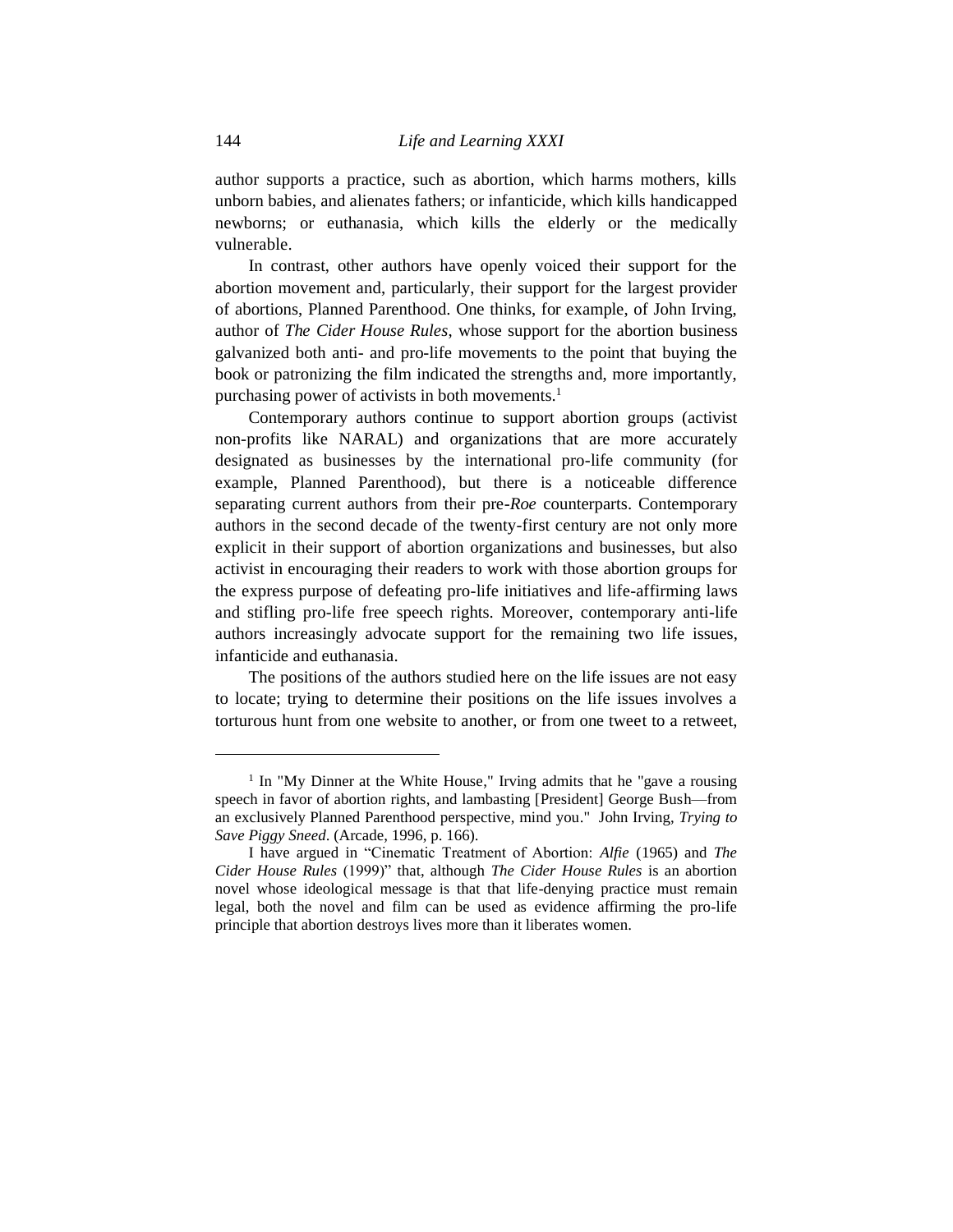author supports a practice, such as abortion, which harms mothers, kills unborn babies, and alienates fathers; or infanticide, which kills handicapped newborns; or euthanasia, which kills the elderly or the medically vulnerable.

In contrast, other authors have openly voiced their support for the abortion movement and, particularly, their support for the largest provider of abortions, Planned Parenthood. One thinks, for example, of John Irving, author of *The Cider House Rules*, whose support for the abortion business galvanized both anti- and pro-life movements to the point that buying the book or patronizing the film indicated the strengths and, more importantly, purchasing power of activists in both movements.[1]

Contemporary authors continue to support abortion groups (activist non-profits like NARAL) and organizations that are more accurately designated as businesses by the international pro-life community (for example, Planned Parenthood), but there is a noticeable difference separating current authors from their pre-*Roe* counterparts. Contemporary authors in the second decade of the twenty-first century are not only more explicit in their support of abortion organizations and businesses, but also activist in encouraging their readers to work with those abortion groups for the express purpose of defeating pro-life initiatives and life-affirming laws and stifling pro-life free speech rights. Moreover, contemporary anti-life authors increasingly advocate support for the remaining two life issues, infanticide and euthanasia.

The positions of the authors studied here on the life issues are not easy to locate; trying to determine their positions on the life issues involves a torturous hunt from one website to another, or from one tweet to a retweet,

---

[1] In "My Dinner at the White House," Irving admits that he "gave a rousing speech in favor of abortion rights, and lambasting [President] George Bush—from an exclusively Planned Parenthood perspective, mind you." John Irving, *Trying to Save Piggy Sneed*. (Arcade, 1996, p. 166).

I have argued in "Cinematic Treatment of Abortion: *Alfie* (1965) and *The Cider House Rules* (1999)" that, although *The Cider House Rules* is an abortion novel whose ideological message is that that life-denying practice must remain legal, both the novel and film can be used as evidence affirming the pro-life principle that abortion destroys lives more than it liberates women.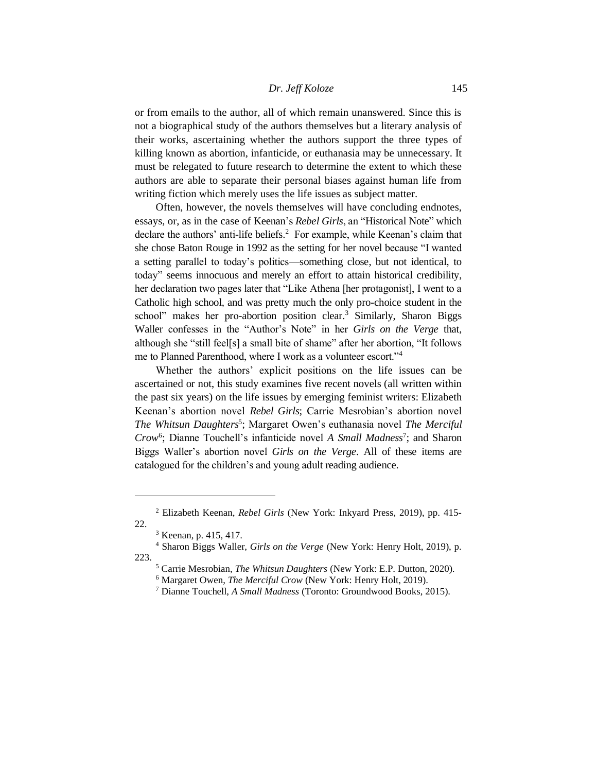or from emails to the author, all of which remain unanswered. Since this is not a biographical study of the authors themselves but a literary analysis of their works, ascertaining whether the authors support the three types of killing known as abortion, infanticide, or euthanasia may be unnecessary. It must be relegated to future research to determine the extent to which these authors are able to separate their personal biases against human life from writing fiction which merely uses the life issues as subject matter.

Often, however, the novels themselves will have concluding endnotes, essays, or, as in the case of Keenan's *Rebel Girls*, an "Historical Note" which declare the authors' anti-life beliefs.[2] For example, while Keenan's claim that she chose Baton Rouge in 1992 as the setting for her novel because "I wanted a setting parallel to today's politics—something close, but not identical, to today" seems innocuous and merely an effort to attain historical credibility, her declaration two pages later that "Like Athena [her protagonist], I went to a Catholic high school, and was pretty much the only pro-choice student in the school" makes her pro-abortion position clear.[3] Similarly, Sharon Biggs Waller confesses in the "Author's Note" in her *Girls on the Verge* that, although she "still feel[s] a small bite of shame" after her abortion, "It follows me to Planned Parenthood, where I work as a volunteer escort."[4]

Whether the authors' explicit positions on the life issues can be ascertained or not, this study examines five recent novels (all written within the past six years) on the life issues by emerging feminist writers: Elizabeth Keenan's abortion novel *Rebel Girls*; Carrie Mesrobian's abortion novel *The Whitsun Daughters*[5]; Margaret Owen's euthanasia novel *The Merciful Crow*[6]; Dianne Touchell's infanticide novel *A Small Madness*[7]; and Sharon Biggs Waller's abortion novel *Girls on the Verge*. All of these items are catalogued for the children's and young adult reading audience.

---

[2] Elizabeth Keenan, *Rebel Girls* (New York: Inkyard Press, 2019), pp. 415-22.

[3] Keenan, p. 415, 417.

[4] Sharon Biggs Waller, *Girls on the Verge* (New York: Henry Holt, 2019), p. 223.

[5] Carrie Mesrobian, *The Whitsun Daughters* (New York: E.P. Dutton, 2020).

[6] Margaret Owen, *The Merciful Crow* (New York: Henry Holt, 2019).

[7] Dianne Touchell, *A Small Madness* (Toronto: Groundwood Books, 2015).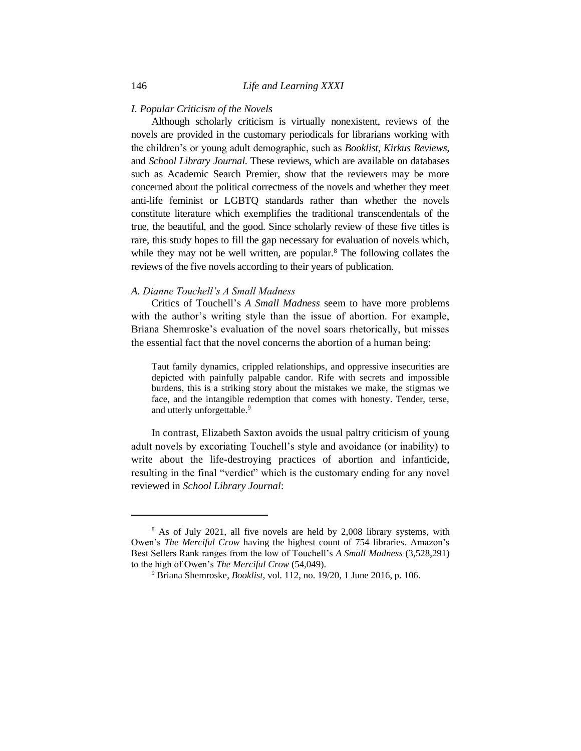### *I. Popular Criticism of the Novels*

Although scholarly criticism is virtually nonexistent, reviews of the novels are provided in the customary periodicals for librarians working with the children's or young adult demographic, such as *Booklist*, *Kirkus Reviews*, and *School Library Journal*. These reviews, which are available on databases such as Academic Search Premier, show that the reviewers may be more concerned about the political correctness of the novels and whether they meet anti-life feminist or LGBTQ standards rather than whether the novels constitute literature which exemplifies the traditional transcendentals of the true, the beautiful, and the good. Since scholarly review of these five titles is rare, this study hopes to fill the gap necessary for evaluation of novels which, while they may not be well written, are popular.[8] The following collates the reviews of the five novels according to their years of publication.

#### *A. Dianne Touchell's A Small Madness*

Critics of Touchell's *A Small Madness* seem to have more problems with the author's writing style than the issue of abortion. For example, Briana Shemroske's evaluation of the novel soars rhetorically, but misses the essential fact that the novel concerns the abortion of a human being:

> Taut family dynamics, crippled relationships, and oppressive insecurities are depicted with painfully palpable candor. Rife with secrets and impossible burdens, this is a striking story about the mistakes we make, the stigmas we face, and the intangible redemption that comes with honesty. Tender, terse, and utterly unforgettable.[9]

In contrast, Elizabeth Saxton avoids the usual paltry criticism of young adult novels by excoriating Touchell's style and avoidance (or inability) to write about the life-destroying practices of abortion and infanticide, resulting in the final "verdict" which is the customary ending for any novel reviewed in *School Library Journal*:

---

[8] As of July 2021, all five novels are held by 2,008 library systems, with Owen's *The Merciful Crow* having the highest count of 754 libraries. Amazon's Best Sellers Rank ranges from the low of Touchell's *A Small Madness* (3,528,291) to the high of Owen's *The Merciful Crow* (54,049).

[9] Briana Shemroske, *Booklist*, vol. 112, no. 19/20, 1 June 2016, p. 106.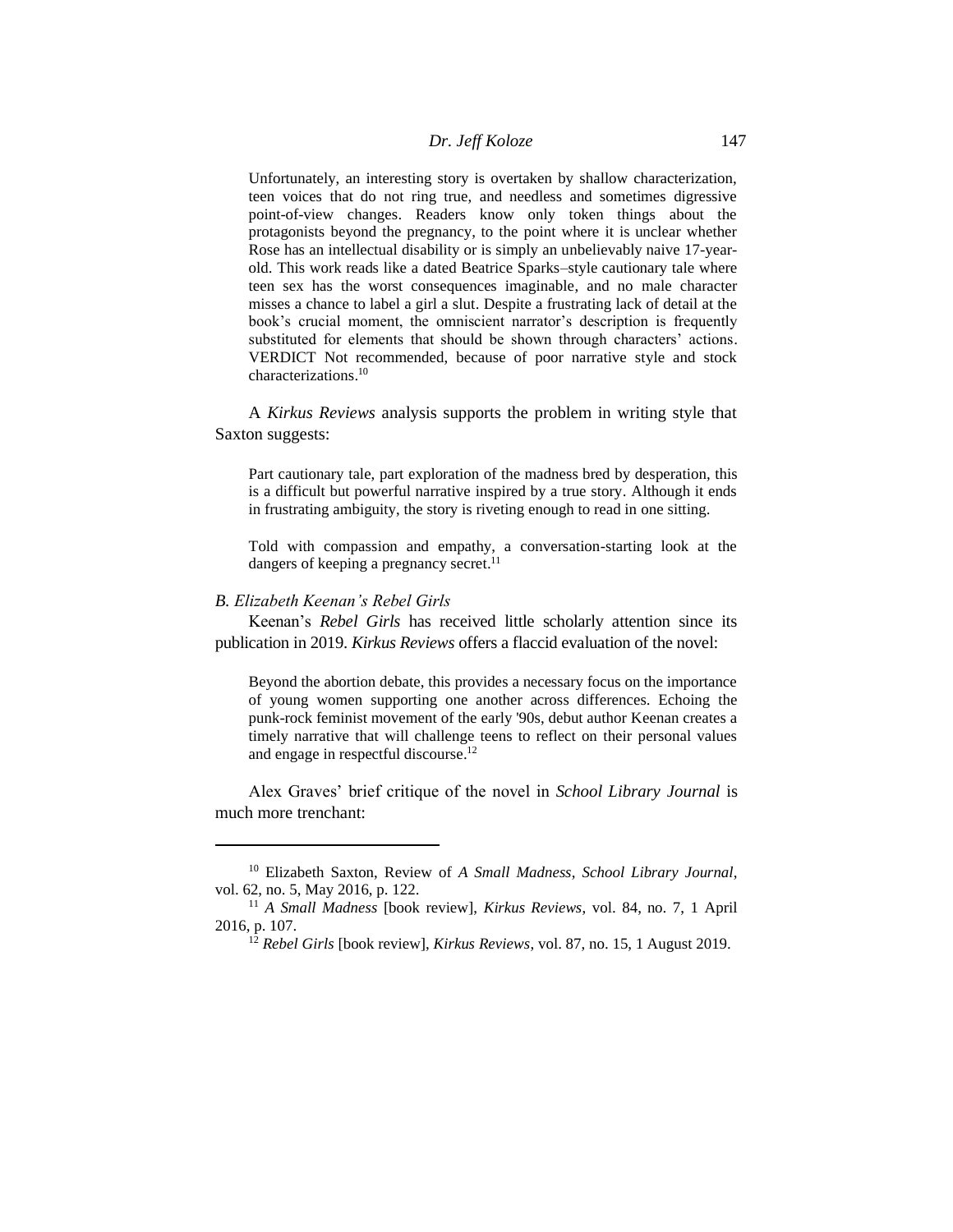> Unfortunately, an interesting story is overtaken by shallow characterization, teen voices that do not ring true, and needless and sometimes digressive point-of-view changes. Readers know only token things about the protagonists beyond the pregnancy, to the point where it is unclear whether Rose has an intellectual disability or is simply an unbelievably naive 17-year-old. This work reads like a dated Beatrice Sparks–style cautionary tale where teen sex has the worst consequences imaginable, and no male character misses a chance to label a girl a slut. Despite a frustrating lack of detail at the book's crucial moment, the omniscient narrator's description is frequently substituted for elements that should be shown through characters' actions. VERDICT Not recommended, because of poor narrative style and stock characterizations.[10]

A *Kirkus Reviews* analysis supports the problem in writing style that Saxton suggests:

> Part cautionary tale, part exploration of the madness bred by desperation, this is a difficult but powerful narrative inspired by a true story. Although it ends in frustrating ambiguity, the story is riveting enough to read in one sitting.
>
> Told with compassion and empathy, a conversation-starting look at the dangers of keeping a pregnancy secret.[11]

### *B. Elizabeth Keenan's Rebel Girls*

Keenan's *Rebel Girls* has received little scholarly attention since its publication in 2019. *Kirkus Reviews* offers a flaccid evaluation of the novel:

> Beyond the abortion debate, this provides a necessary focus on the importance of young women supporting one another across differences. Echoing the punk-rock feminist movement of the early '90s, debut author Keenan creates a timely narrative that will challenge teens to reflect on their personal values and engage in respectful discourse.[12]

Alex Graves' brief critique of the novel in *School Library Journal* is much more trenchant:

---

[10] Elizabeth Saxton, Review of *A Small Madness*, *School Library Journal*, vol. 62, no. 5, May 2016, p. 122.

[11] *A Small Madness* [book review], *Kirkus Reviews*, vol. 84, no. 7, 1 April 2016, p. 107.

[12] *Rebel Girls* [book review], *Kirkus Reviews*, vol. 87, no. 15, 1 August 2019.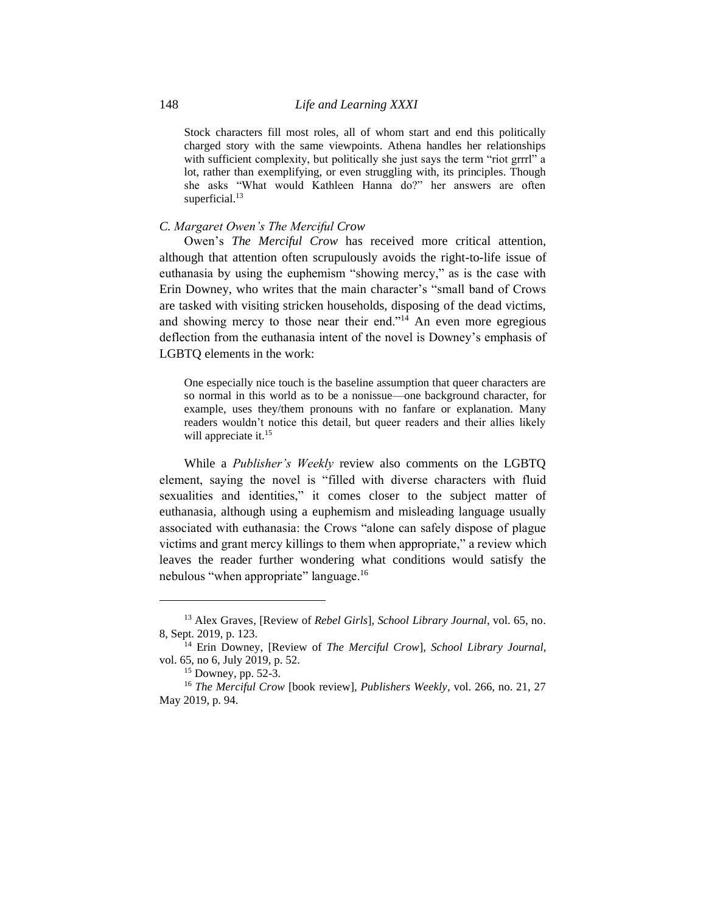> Stock characters fill most roles, all of whom start and end this politically charged story with the same viewpoints. Athena handles her relationships with sufficient complexity, but politically she just says the term "riot grrrl" a lot, rather than exemplifying, or even struggling with, its principles. Though she asks "What would Kathleen Hanna do?" her answers are often superficial.[13]

### *C. Margaret Owen's The Merciful Crow*

Owen's *The Merciful Crow* has received more critical attention, although that attention often scrupulously avoids the right-to-life issue of euthanasia by using the euphemism "showing mercy," as is the case with Erin Downey, who writes that the main character's "small band of Crows are tasked with visiting stricken households, disposing of the dead victims, and showing mercy to those near their end."[14] An even more egregious deflection from the euthanasia intent of the novel is Downey's emphasis of LGBTQ elements in the work:

> One especially nice touch is the baseline assumption that queer characters are so normal in this world as to be a nonissue—one background character, for example, uses they/them pronouns with no fanfare or explanation. Many readers wouldn't notice this detail, but queer readers and their allies likely will appreciate it.[15]

While a *Publisher's Weekly* review also comments on the LGBTQ element, saying the novel is "filled with diverse characters with fluid sexualities and identities," it comes closer to the subject matter of euthanasia, although using a euphemism and misleading language usually associated with euthanasia: the Crows "alone can safely dispose of plague victims and grant mercy killings to them when appropriate," a review which leaves the reader further wondering what conditions would satisfy the nebulous "when appropriate" language.[16]

---

[13] Alex Graves, [Review of *Rebel Girls*], *School Library Journal*, vol. 65, no. 8, Sept. 2019, p. 123.

[14] Erin Downey, [Review of *The Merciful Crow*], *School Library Journal*, vol. 65, no 6, July 2019, p. 52.

[15] Downey, pp. 52-3.

[16] *The Merciful Crow* [book review], *Publishers Weekly*, vol. 266, no. 21, 27 May 2019, p. 94.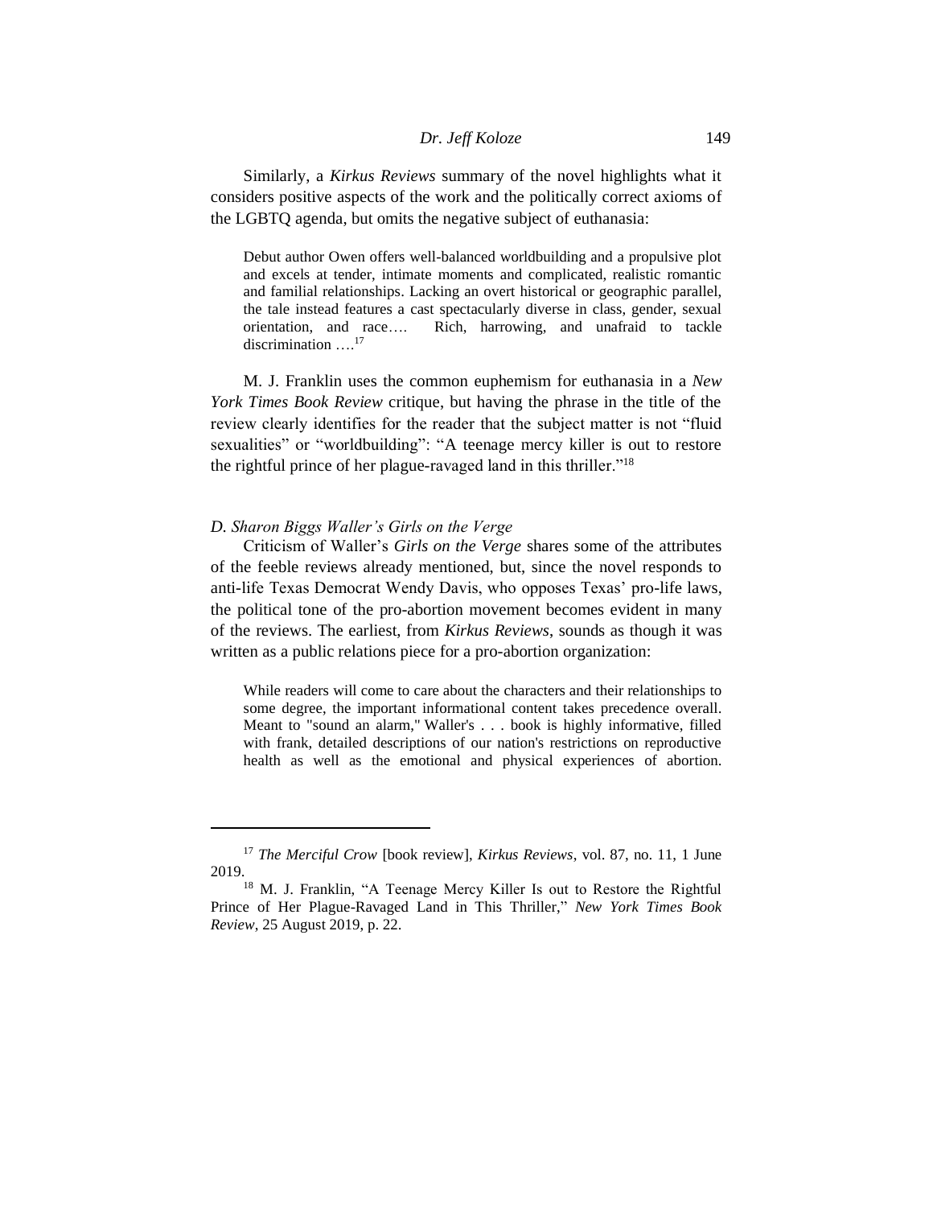Similarly, a *Kirkus Reviews* summary of the novel highlights what it considers positive aspects of the work and the politically correct axioms of the LGBTQ agenda, but omits the negative subject of euthanasia:

> Debut author Owen offers well-balanced worldbuilding and a propulsive plot and excels at tender, intimate moments and complicated, realistic romantic and familial relationships. Lacking an overt historical or geographic parallel, the tale instead features a cast spectacularly diverse in class, gender, sexual orientation, and race…. Rich, harrowing, and unafraid to tackle discrimination ….[17]

M. J. Franklin uses the common euphemism for euthanasia in a *New York Times Book Review* critique, but having the phrase in the title of the review clearly identifies for the reader that the subject matter is not "fluid sexualities" or "worldbuilding": "A teenage mercy killer is out to restore the rightful prince of her plague-ravaged land in this thriller."[18]

### *D. Sharon Biggs Waller's Girls on the Verge*

Criticism of Waller's *Girls on the Verge* shares some of the attributes of the feeble reviews already mentioned, but, since the novel responds to anti-life Texas Democrat Wendy Davis, who opposes Texas' pro-life laws, the political tone of the pro-abortion movement becomes evident in many of the reviews. The earliest, from *Kirkus Reviews*, sounds as though it was written as a public relations piece for a pro-abortion organization:

> While readers will come to care about the characters and their relationships to some degree, the important informational content takes precedence overall. Meant to "sound an alarm," Waller's . . . book is highly informative, filled with frank, detailed descriptions of our nation's restrictions on reproductive health as well as the emotional and physical experiences of abortion.

---

[17] *The Merciful Crow* [book review], *Kirkus Reviews*, vol. 87, no. 11, 1 June 2019.

[18] M. J. Franklin, "A Teenage Mercy Killer Is out to Restore the Rightful Prince of Her Plague-Ravaged Land in This Thriller," *New York Times Book Review*, 25 August 2019, p. 22.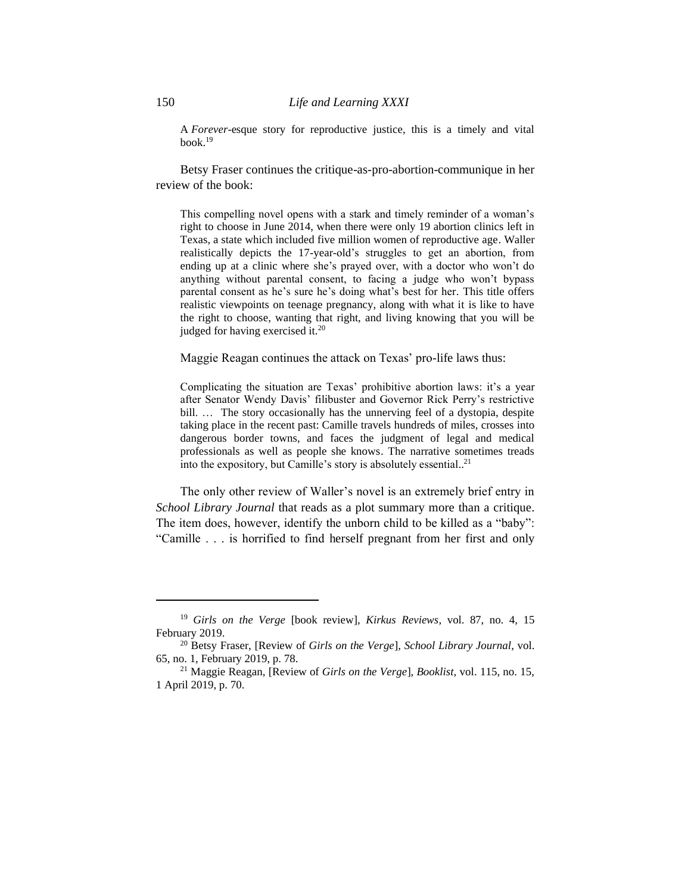> A *Forever*-esque story for reproductive justice, this is a timely and vital book.[19]

Betsy Fraser continues the critique-as-pro-abortion-communique in her review of the book:

> This compelling novel opens with a stark and timely reminder of a woman's right to choose in June 2014, when there were only 19 abortion clinics left in Texas, a state which included five million women of reproductive age. Waller realistically depicts the 17-year-old's struggles to get an abortion, from ending up at a clinic where she's prayed over, with a doctor who won't do anything without parental consent, to facing a judge who won't bypass parental consent as he's sure he's doing what's best for her. This title offers realistic viewpoints on teenage pregnancy, along with what it is like to have the right to choose, wanting that right, and living knowing that you will be judged for having exercised it.[20]

Maggie Reagan continues the attack on Texas' pro-life laws thus:

> Complicating the situation are Texas' prohibitive abortion laws: it's a year after Senator Wendy Davis' filibuster and Governor Rick Perry's restrictive bill. … The story occasionally has the unnerving feel of a dystopia, despite taking place in the recent past: Camille travels hundreds of miles, crosses into dangerous border towns, and faces the judgment of legal and medical professionals as well as people she knows. The narrative sometimes treads into the expository, but Camille's story is absolutely essential..[21]

The only other review of Waller's novel is an extremely brief entry in *School Library Journal* that reads as a plot summary more than a critique. The item does, however, identify the unborn child to be killed as a "baby": "Camille . . . is horrified to find herself pregnant from her first and only

---

[19] *Girls on the Verge* [book review], *Kirkus Reviews*, vol. 87, no. 4, 15 February 2019.

[20] Betsy Fraser, [Review of *Girls on the Verge*], *School Library Journal*, vol. 65, no. 1, February 2019, p. 78.

[21] Maggie Reagan, [Review of *Girls on the Verge*], *Booklist*, vol. 115, no. 15, 1 April 2019, p. 70.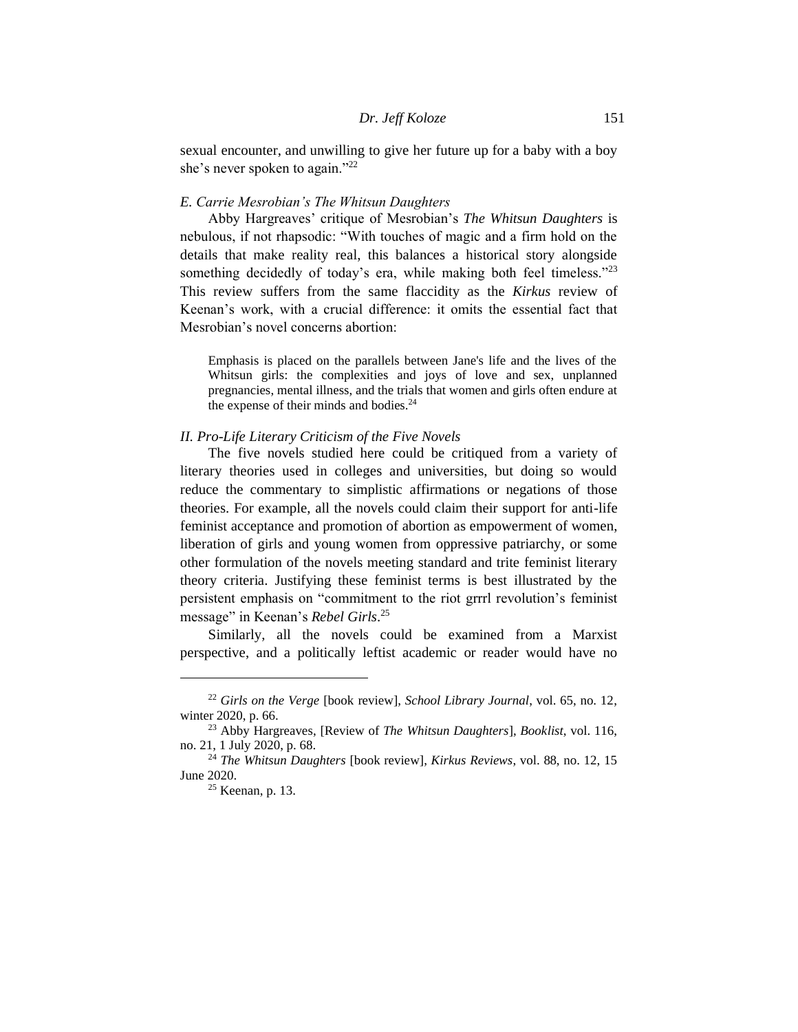sexual encounter, and unwilling to give her future up for a baby with a boy she's never spoken to again."[22]

### *E. Carrie Mesrobian's The Whitsun Daughters*

Abby Hargreaves' critique of Mesrobian's *The Whitsun Daughters* is nebulous, if not rhapsodic: "With touches of magic and a firm hold on the details that make reality real, this balances a historical story alongside something decidedly of today's era, while making both feel timeless."[23] This review suffers from the same flaccidity as the *Kirkus* review of Keenan's work, with a crucial difference: it omits the essential fact that Mesrobian's novel concerns abortion:

> Emphasis is placed on the parallels between Jane's life and the lives of the Whitsun girls: the complexities and joys of love and sex, unplanned pregnancies, mental illness, and the trials that women and girls often endure at the expense of their minds and bodies.[24]

## *II. Pro-Life Literary Criticism of the Five Novels*

The five novels studied here could be critiqued from a variety of literary theories used in colleges and universities, but doing so would reduce the commentary to simplistic affirmations or negations of those theories. For example, all the novels could claim their support for anti-life feminist acceptance and promotion of abortion as empowerment of women, liberation of girls and young women from oppressive patriarchy, or some other formulation of the novels meeting standard and trite feminist literary theory criteria. Justifying these feminist terms is best illustrated by the persistent emphasis on "commitment to the riot grrrl revolution's feminist message" in Keenan's *Rebel Girls*.[25]

Similarly, all the novels could be examined from a Marxist perspective, and a politically leftist academic or reader would have no

---

[22] *Girls on the Verge* [book review], *School Library Journal*, vol. 65, no. 12, winter 2020, p. 66.

[23] Abby Hargreaves, [Review of *The Whitsun Daughters*], *Booklist*, vol. 116, no. 21, 1 July 2020, p. 68.

[24] *The Whitsun Daughters* [book review], *Kirkus Reviews*, vol. 88, no. 12, 15 June 2020.

[25] Keenan, p. 13.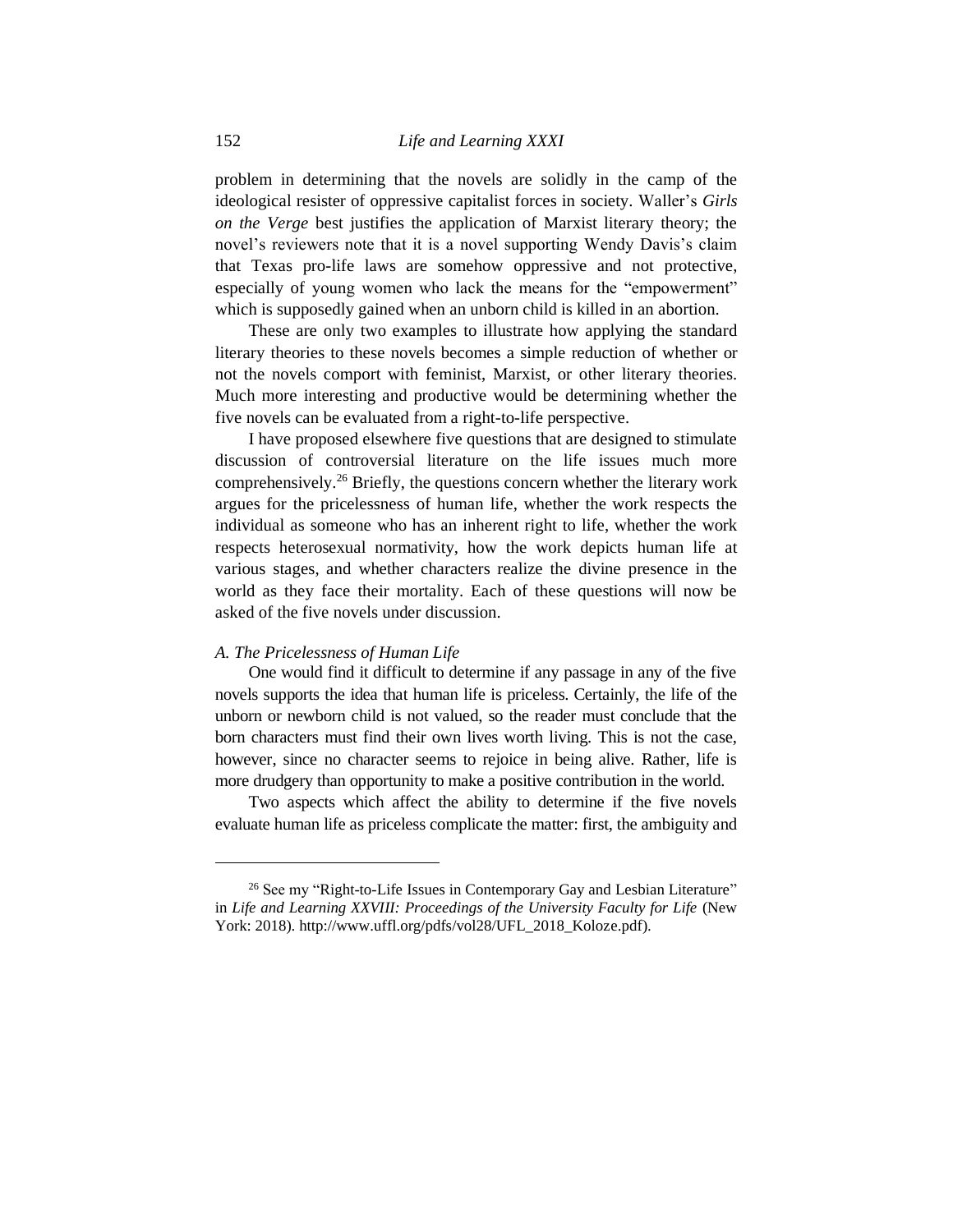problem in determining that the novels are solidly in the camp of the ideological resister of oppressive capitalist forces in society. Waller's *Girls on the Verge* best justifies the application of Marxist literary theory; the novel's reviewers note that it is a novel supporting Wendy Davis's claim that Texas pro-life laws are somehow oppressive and not protective, especially of young women who lack the means for the "empowerment" which is supposedly gained when an unborn child is killed in an abortion.

These are only two examples to illustrate how applying the standard literary theories to these novels becomes a simple reduction of whether or not the novels comport with feminist, Marxist, or other literary theories. Much more interesting and productive would be determining whether the five novels can be evaluated from a right-to-life perspective.

I have proposed elsewhere five questions that are designed to stimulate discussion of controversial literature on the life issues much more comprehensively.[26] Briefly, the questions concern whether the literary work argues for the pricelessness of human life, whether the work respects the individual as someone who has an inherent right to life, whether the work respects heterosexual normativity, how the work depicts human life at various stages, and whether characters realize the divine presence in the world as they face their mortality. Each of these questions will now be asked of the five novels under discussion.

### *A. The Pricelessness of Human Life*

One would find it difficult to determine if any passage in any of the five novels supports the idea that human life is priceless. Certainly, the life of the unborn or newborn child is not valued, so the reader must conclude that the born characters must find their own lives worth living. This is not the case, however, since no character seems to rejoice in being alive. Rather, life is more drudgery than opportunity to make a positive contribution in the world.

Two aspects which affect the ability to determine if the five novels evaluate human life as priceless complicate the matter: first, the ambiguity and

---

[26] See my "Right-to-Life Issues in Contemporary Gay and Lesbian Literature" in *Life and Learning XXVIII: Proceedings of the University Faculty for Life* (New York: 2018). http://www.uffl.org/pdfs/vol28/UFL_2018_Koloze.pdf).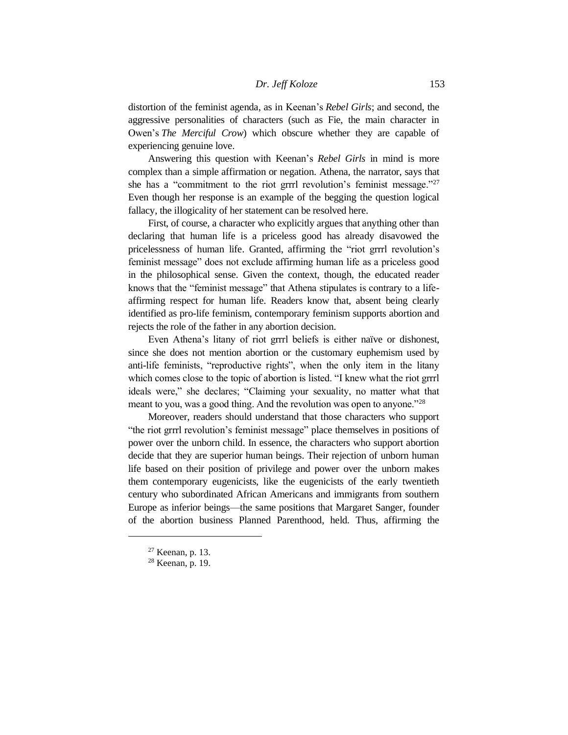distortion of the feminist agenda, as in Keenan's *Rebel Girls*; and second, the aggressive personalities of characters (such as Fie, the main character in Owen's *The Merciful Crow*) which obscure whether they are capable of experiencing genuine love.

Answering this question with Keenan's *Rebel Girls* in mind is more complex than a simple affirmation or negation. Athena, the narrator, says that she has a "commitment to the riot grrrl revolution's feminist message."[27] Even though her response is an example of the begging the question logical fallacy, the illogicality of her statement can be resolved here.

First, of course, a character who explicitly argues that anything other than declaring that human life is a priceless good has already disavowed the pricelessness of human life. Granted, affirming the "riot grrrl revolution's feminist message" does not exclude affirming human life as a priceless good in the philosophical sense. Given the context, though, the educated reader knows that the "feminist message" that Athena stipulates is contrary to a life-affirming respect for human life. Readers know that, absent being clearly identified as pro-life feminism, contemporary feminism supports abortion and rejects the role of the father in any abortion decision.

Even Athena's litany of riot grrrl beliefs is either naïve or dishonest, since she does not mention abortion or the customary euphemism used by anti-life feminists, "reproductive rights", when the only item in the litany which comes close to the topic of abortion is listed. "I knew what the riot grrrl ideals were," she declares; "Claiming your sexuality, no matter what that meant to you, was a good thing. And the revolution was open to anyone."[28]

Moreover, readers should understand that those characters who support "the riot grrrl revolution's feminist message" place themselves in positions of power over the unborn child. In essence, the characters who support abortion decide that they are superior human beings. Their rejection of unborn human life based on their position of privilege and power over the unborn makes them contemporary eugenicists, like the eugenicists of the early twentieth century who subordinated African Americans and immigrants from southern Europe as inferior beings—the same positions that Margaret Sanger, founder of the abortion business Planned Parenthood, held. Thus, affirming the

---

[27] Keenan, p. 13.

[28] Keenan, p. 19.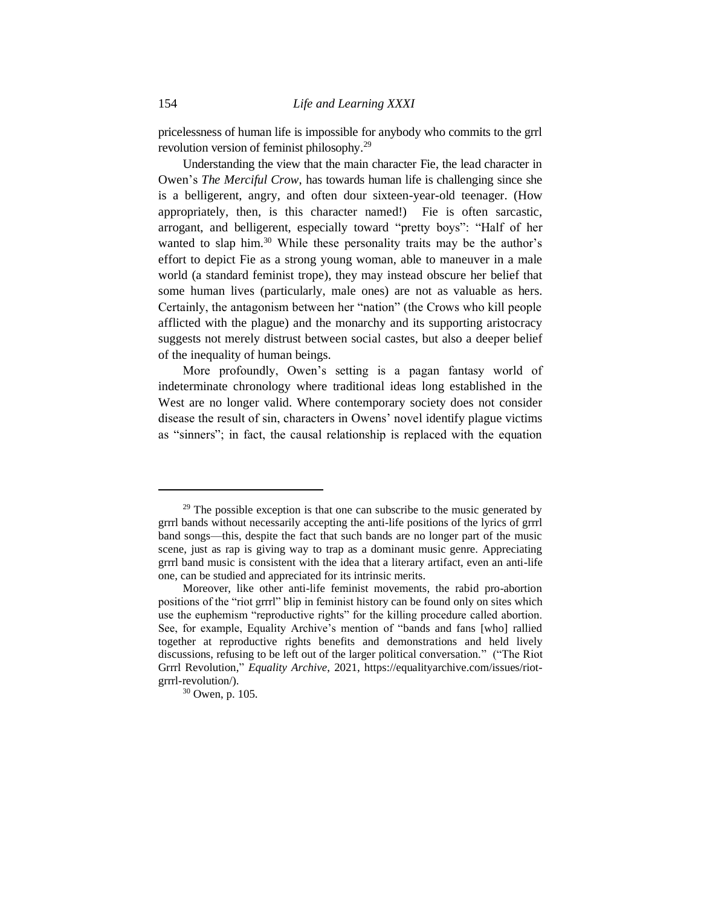pricelessness of human life is impossible for anybody who commits to the grrl revolution version of feminist philosophy.[29]

Understanding the view that the main character Fie, the lead character in Owen's *The Merciful Crow*, has towards human life is challenging since she is a belligerent, angry, and often dour sixteen-year-old teenager. (How appropriately, then, is this character named!) Fie is often sarcastic, arrogant, and belligerent, especially toward "pretty boys": "Half of her wanted to slap him.[30] While these personality traits may be the author's effort to depict Fie as a strong young woman, able to maneuver in a male world (a standard feminist trope), they may instead obscure her belief that some human lives (particularly, male ones) are not as valuable as hers. Certainly, the antagonism between her "nation" (the Crows who kill people afflicted with the plague) and the monarchy and its supporting aristocracy suggests not merely distrust between social castes, but also a deeper belief of the inequality of human beings.

More profoundly, Owen's setting is a pagan fantasy world of indeterminate chronology where traditional ideas long established in the West are no longer valid. Where contemporary society does not consider disease the result of sin, characters in Owens' novel identify plague victims as "sinners"; in fact, the causal relationship is replaced with the equation

---

[29] The possible exception is that one can subscribe to the music generated by grrrl bands without necessarily accepting the anti-life positions of the lyrics of grrrl band songs—this, despite the fact that such bands are no longer part of the music scene, just as rap is giving way to trap as a dominant music genre. Appreciating grrrl band music is consistent with the idea that a literary artifact, even an anti-life one, can be studied and appreciated for its intrinsic merits.

Moreover, like other anti-life feminist movements, the rabid pro-abortion positions of the "riot grrrl" blip in feminist history can be found only on sites which use the euphemism "reproductive rights" for the killing procedure called abortion. See, for example, Equality Archive's mention of "bands and fans [who] rallied together at reproductive rights benefits and demonstrations and held lively discussions, refusing to be left out of the larger political conversation." ("The Riot Grrrl Revolution," *Equality Archive*, 2021, https://equalityarchive.com/issues/riot-grrrl-revolution/).

[30] Owen, p. 105.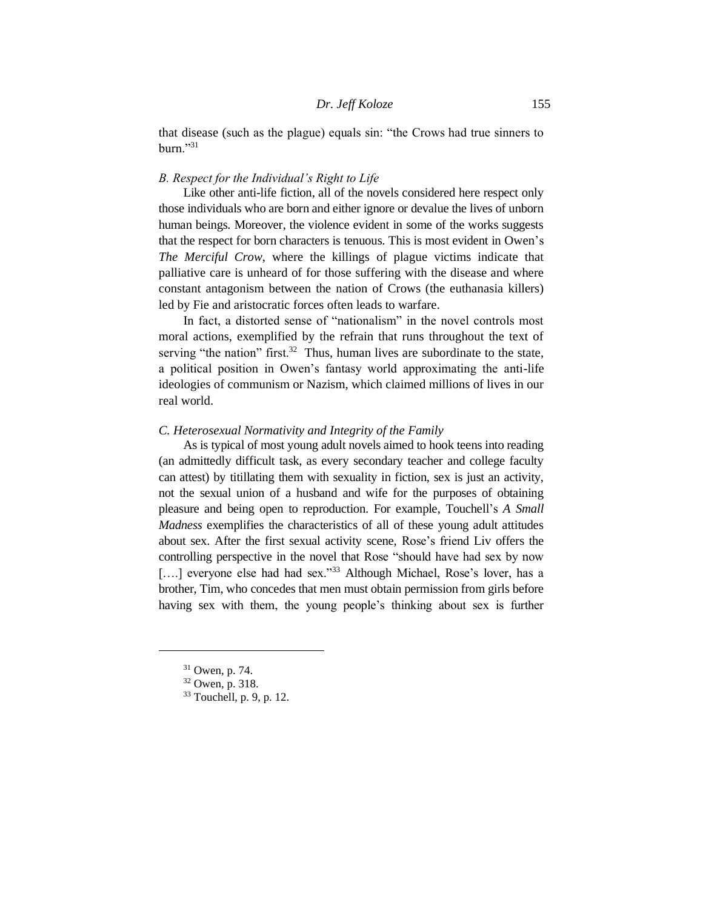that disease (such as the plague) equals sin: "the Crows had true sinners to burn."[31]

*B. Respect for the Individual's Right to Life*

Like other anti-life fiction, all of the novels considered here respect only those individuals who are born and either ignore or devalue the lives of unborn human beings. Moreover, the violence evident in some of the works suggests that the respect for born characters is tenuous. This is most evident in Owen's *The Merciful Crow*, where the killings of plague victims indicate that palliative care is unheard of for those suffering with the disease and where constant antagonism between the nation of Crows (the euthanasia killers) led by Fie and aristocratic forces often leads to warfare.

In fact, a distorted sense of "nationalism" in the novel controls most moral actions, exemplified by the refrain that runs throughout the text of serving "the nation" first.[32] Thus, human lives are subordinate to the state, a political position in Owen's fantasy world approximating the anti-life ideologies of communism or Nazism, which claimed millions of lives in our real world.

*C. Heterosexual Normativity and Integrity of the Family*

As is typical of most young adult novels aimed to hook teens into reading (an admittedly difficult task, as every secondary teacher and college faculty can attest) by titillating them with sexuality in fiction, sex is just an activity, not the sexual union of a husband and wife for the purposes of obtaining pleasure and being open to reproduction. For example, Touchell's *A Small Madness* exemplifies the characteristics of all of these young adult attitudes about sex. After the first sexual activity scene, Rose's friend Liv offers the controlling perspective in the novel that Rose "should have had sex by now [….] everyone else had had sex."[33] Although Michael, Rose's lover, has a brother, Tim, who concedes that men must obtain permission from girls before having sex with them, the young people's thinking about sex is further

[31] Owen, p. 74.

[32] Owen, p. 318.

[33] Touchell, p. 9, p. 12.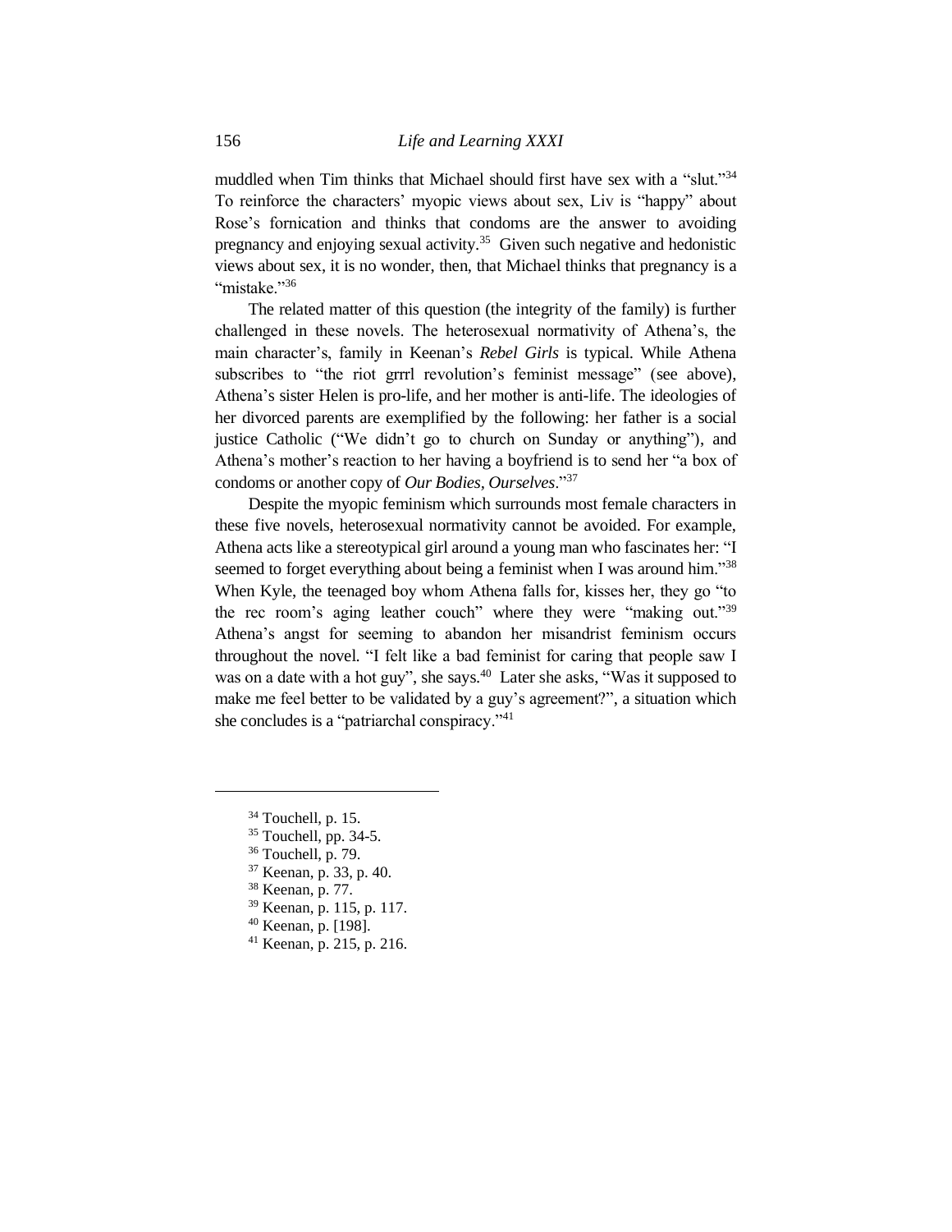muddled when Tim thinks that Michael should first have sex with a "slut."[34] To reinforce the characters' myopic views about sex, Liv is "happy" about Rose's fornication and thinks that condoms are the answer to avoiding pregnancy and enjoying sexual activity.[35] Given such negative and hedonistic views about sex, it is no wonder, then, that Michael thinks that pregnancy is a "mistake."[36]

The related matter of this question (the integrity of the family) is further challenged in these novels. The heterosexual normativity of Athena's, the main character's, family in Keenan's *Rebel Girls* is typical. While Athena subscribes to "the riot grrrl revolution's feminist message" (see above), Athena's sister Helen is pro-life, and her mother is anti-life. The ideologies of her divorced parents are exemplified by the following: her father is a social justice Catholic ("We didn't go to church on Sunday or anything"), and Athena's mother's reaction to her having a boyfriend is to send her "a box of condoms or another copy of *Our Bodies, Ourselves*."[37]

Despite the myopic feminism which surrounds most female characters in these five novels, heterosexual normativity cannot be avoided. For example, Athena acts like a stereotypical girl around a young man who fascinates her: "I seemed to forget everything about being a feminist when I was around him."[38] When Kyle, the teenaged boy whom Athena falls for, kisses her, they go "to the rec room's aging leather couch" where they were "making out."[39] Athena's angst for seeming to abandon her misandrist feminism occurs throughout the novel. "I felt like a bad feminist for caring that people saw I was on a date with a hot guy", she says.[40] Later she asks, "Was it supposed to make me feel better to be validated by a guy's agreement?", a situation which she concludes is a "patriarchal conspiracy."[41]

---

[34] Touchell, p. 15.

[35] Touchell, pp. 34-5.

[36] Touchell, p. 79.

[37] Keenan, p. 33, p. 40.

[38] Keenan, p. 77.

[39] Keenan, p. 115, p. 117.

[40] Keenan, p. [198].

[41] Keenan, p. 215, p. 216.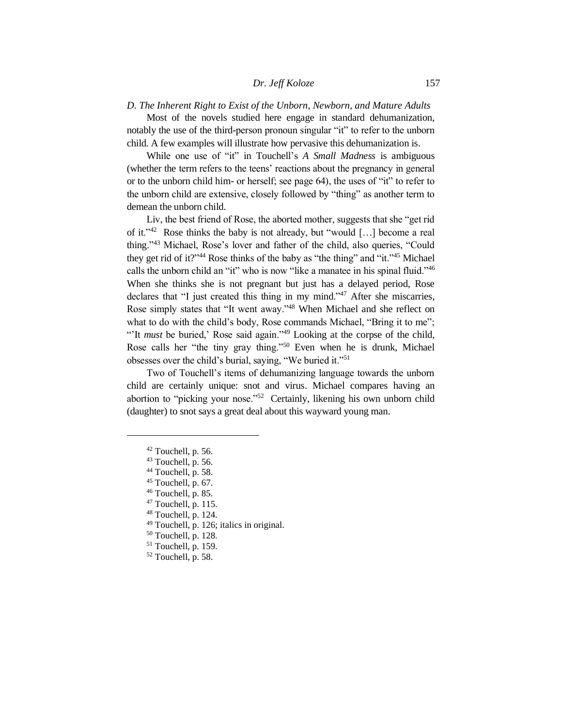*D. The Inherent Right to Exist of the Unborn, Newborn, and Mature Adults*

Most of the novels studied here engage in standard dehumanization, notably the use of the third-person pronoun singular "it" to refer to the unborn child. A few examples will illustrate how pervasive this dehumanization is.

While one use of "it" in Touchell's *A Small Madness* is ambiguous (whether the term refers to the teens' reactions about the pregnancy in general or to the unborn child him- or herself; see page 64), the uses of "it" to refer to the unborn child are extensive, closely followed by "thing" as another term to demean the unborn child.

Liv, the best friend of Rose, the aborted mother, suggests that she "get rid of it."[42] Rose thinks the baby is not already, but "would […] become a real thing."[43] Michael, Rose's lover and father of the child, also queries, "Could they get rid of it?"[44] Rose thinks of the baby as "the thing" and "it."[45] Michael calls the unborn child an "it" who is now "like a manatee in his spinal fluid."[46] When she thinks she is not pregnant but just has a delayed period, Rose declares that "I just created this thing in my mind."[47] After she miscarries, Rose simply states that "It went away."[48] When Michael and she reflect on what to do with the child's body, Rose commands Michael, "Bring it to me"; "'It *must* be buried,' Rose said again."[49] Looking at the corpse of the child, Rose calls her "the tiny gray thing."[50] Even when he is drunk, Michael obsesses over the child's burial, saying, "We buried it."[51]

Two of Touchell's items of dehumanizing language towards the unborn child are certainly unique: snot and virus. Michael compares having an abortion to "picking your nose."[52] Certainly, likening his own unborn child (daughter) to snot says a great deal about this wayward young man.

---

[42] Touchell, p. 56.
[43] Touchell, p. 56.
[44] Touchell, p. 58.
[45] Touchell, p. 67.
[46] Touchell, p. 85.
[47] Touchell, p. 115.
[48] Touchell, p. 124.
[49] Touchell, p. 126; italics in original.
[50] Touchell, p. 128.
[51] Touchell, p. 159.
[52] Touchell, p. 58.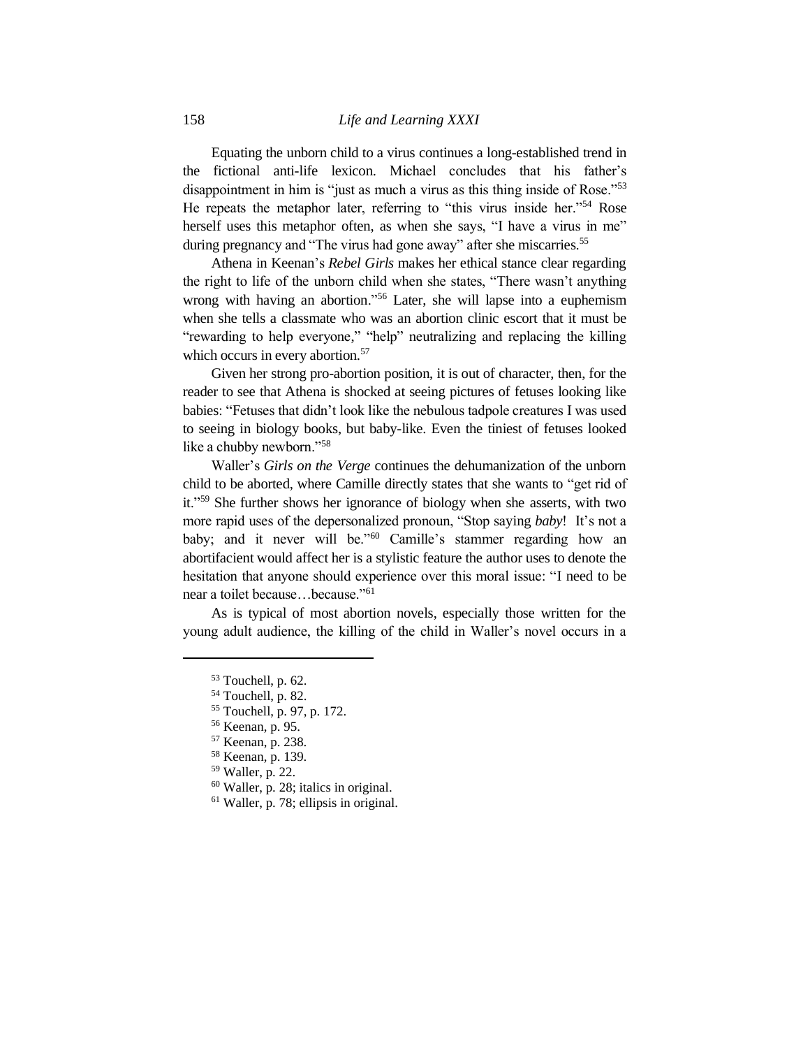Equating the unborn child to a virus continues a long-established trend in the fictional anti-life lexicon. Michael concludes that his father's disappointment in him is "just as much a virus as this thing inside of Rose."[53] He repeats the metaphor later, referring to "this virus inside her."[54] Rose herself uses this metaphor often, as when she says, "I have a virus in me" during pregnancy and "The virus had gone away" after she miscarries.[55]

Athena in Keenan's *Rebel Girls* makes her ethical stance clear regarding the right to life of the unborn child when she states, "There wasn't anything wrong with having an abortion."[56] Later, she will lapse into a euphemism when she tells a classmate who was an abortion clinic escort that it must be "rewarding to help everyone," "help" neutralizing and replacing the killing which occurs in every abortion.[57]

Given her strong pro-abortion position, it is out of character, then, for the reader to see that Athena is shocked at seeing pictures of fetuses looking like babies: "Fetuses that didn't look like the nebulous tadpole creatures I was used to seeing in biology books, but baby-like. Even the tiniest of fetuses looked like a chubby newborn."[58]

Waller's *Girls on the Verge* continues the dehumanization of the unborn child to be aborted, where Camille directly states that she wants to "get rid of it."[59] She further shows her ignorance of biology when she asserts, with two more rapid uses of the depersonalized pronoun, "Stop saying *baby*! It's not a baby; and it never will be."[60] Camille's stammer regarding how an abortifacient would affect her is a stylistic feature the author uses to denote the hesitation that anyone should experience over this moral issue: "I need to be near a toilet because…because."[61]

As is typical of most abortion novels, especially those written for the young adult audience, the killing of the child in Waller's novel occurs in a

---

[53] Touchell, p. 62.

[54] Touchell, p. 82.

[55] Touchell, p. 97, p. 172.

[56] Keenan, p. 95.

[57] Keenan, p. 238.

[58] Keenan, p. 139.

[59] Waller, p. 22.

[60] Waller, p. 28; italics in original.

[61] Waller, p. 78; ellipsis in original.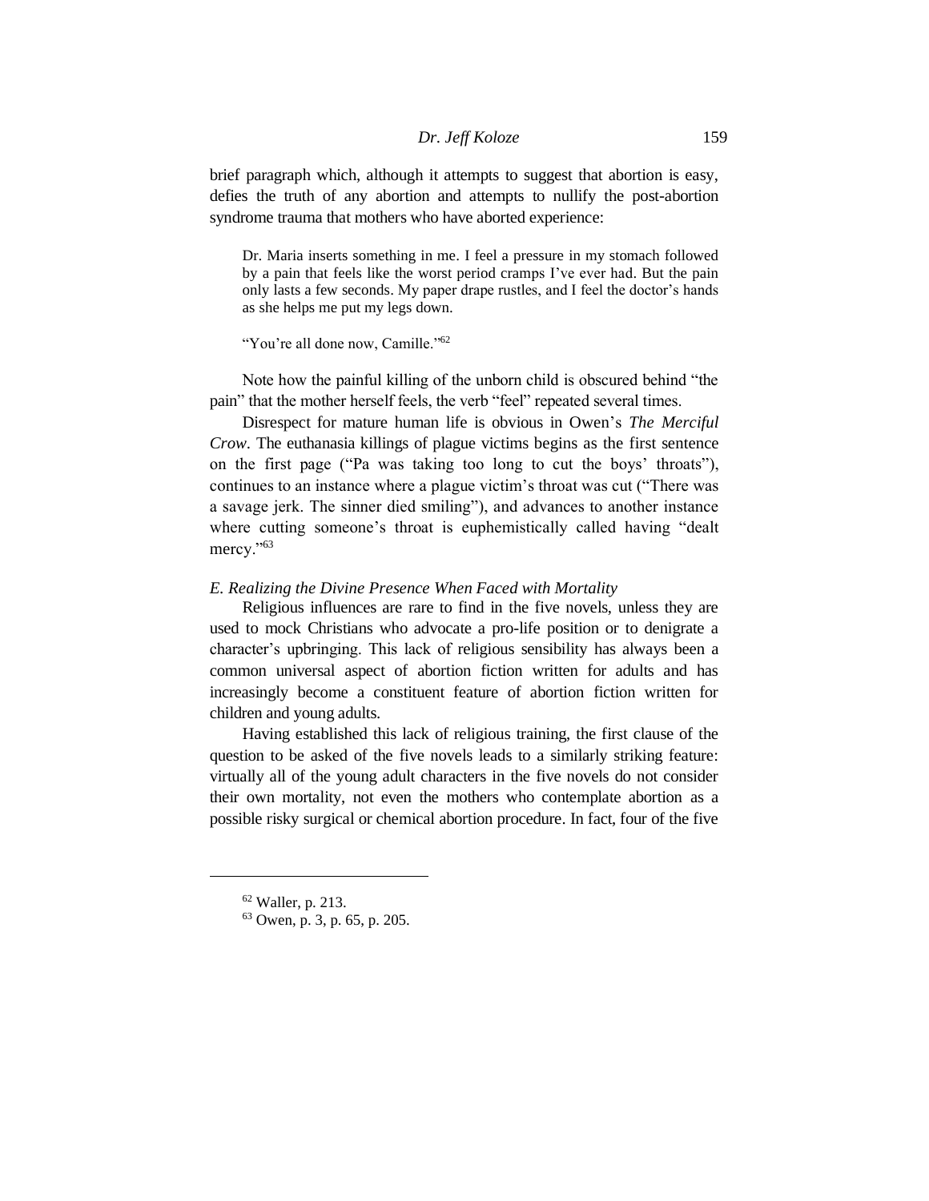brief paragraph which, although it attempts to suggest that abortion is easy, defies the truth of any abortion and attempts to nullify the post-abortion syndrome trauma that mothers who have aborted experience:

> Dr. Maria inserts something in me. I feel a pressure in my stomach followed by a pain that feels like the worst period cramps I've ever had. But the pain only lasts a few seconds. My paper drape rustles, and I feel the doctor's hands as she helps me put my legs down.
>
> "You're all done now, Camille."[62]

Note how the painful killing of the unborn child is obscured behind "the pain" that the mother herself feels, the verb "feel" repeated several times.

Disrespect for mature human life is obvious in Owen's *The Merciful Crow*. The euthanasia killings of plague victims begins as the first sentence on the first page ("Pa was taking too long to cut the boys' throats"), continues to an instance where a plague victim's throat was cut ("There was a savage jerk. The sinner died smiling"), and advances to another instance where cutting someone's throat is euphemistically called having "dealt mercy."[63]

### *E. Realizing the Divine Presence When Faced with Mortality*

Religious influences are rare to find in the five novels, unless they are used to mock Christians who advocate a pro-life position or to denigrate a character's upbringing. This lack of religious sensibility has always been a common universal aspect of abortion fiction written for adults and has increasingly become a constituent feature of abortion fiction written for children and young adults.

Having established this lack of religious training, the first clause of the question to be asked of the five novels leads to a similarly striking feature: virtually all of the young adult characters in the five novels do not consider their own mortality, not even the mothers who contemplate abortion as a possible risky surgical or chemical abortion procedure. In fact, four of the five

---

[62] Waller, p. 213.

[63] Owen, p. 3, p. 65, p. 205.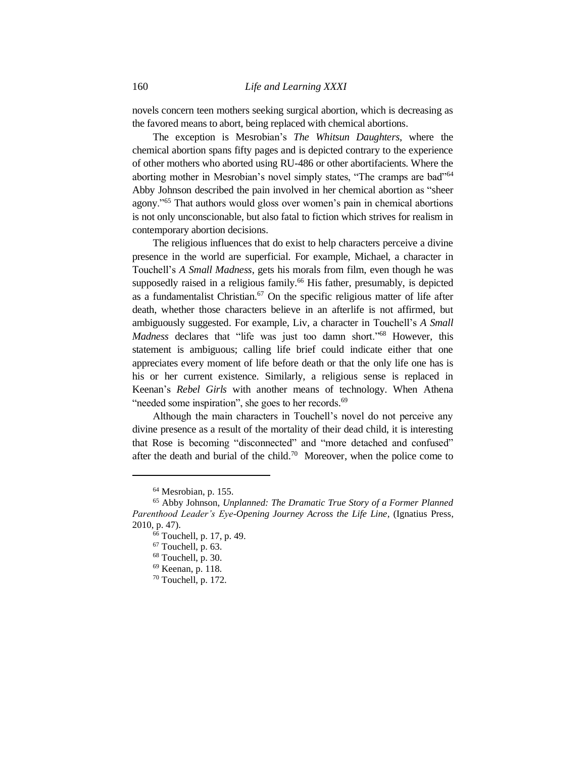novels concern teen mothers seeking surgical abortion, which is decreasing as the favored means to abort, being replaced with chemical abortions.

The exception is Mesrobian's *The Whitsun Daughters*, where the chemical abortion spans fifty pages and is depicted contrary to the experience of other mothers who aborted using RU-486 or other abortifacients. Where the aborting mother in Mesrobian's novel simply states, "The cramps are bad"[64] Abby Johnson described the pain involved in her chemical abortion as "sheer agony."[65] That authors would gloss over women's pain in chemical abortions is not only unconscionable, but also fatal to fiction which strives for realism in contemporary abortion decisions.

The religious influences that do exist to help characters perceive a divine presence in the world are superficial. For example, Michael, a character in Touchell's *A Small Madness*, gets his morals from film, even though he was supposedly raised in a religious family.[66] His father, presumably, is depicted as a fundamentalist Christian.[67] On the specific religious matter of life after death, whether those characters believe in an afterlife is not affirmed, but ambiguously suggested. For example, Liv, a character in Touchell's *A Small Madness* declares that "life was just too damn short."[68] However, this statement is ambiguous; calling life brief could indicate either that one appreciates every moment of life before death or that the only life one has is his or her current existence. Similarly, a religious sense is replaced in Keenan's *Rebel Girls* with another means of technology. When Athena "needed some inspiration", she goes to her records.[69]

Although the main characters in Touchell's novel do not perceive any divine presence as a result of the mortality of their dead child, it is interesting that Rose is becoming "disconnected" and "more detached and confused" after the death and burial of the child.[70] Moreover, when the police come to

---

[64] Mesrobian, p. 155.

[65] Abby Johnson, *Unplanned: The Dramatic True Story of a Former Planned Parenthood Leader's Eye-Opening Journey Across the Life Line*, (Ignatius Press, 2010, p. 47).

[66] Touchell, p. 17, p. 49.

[67] Touchell, p. 63.

[68] Touchell, p. 30.

[69] Keenan, p. 118.

[70] Touchell, p. 172.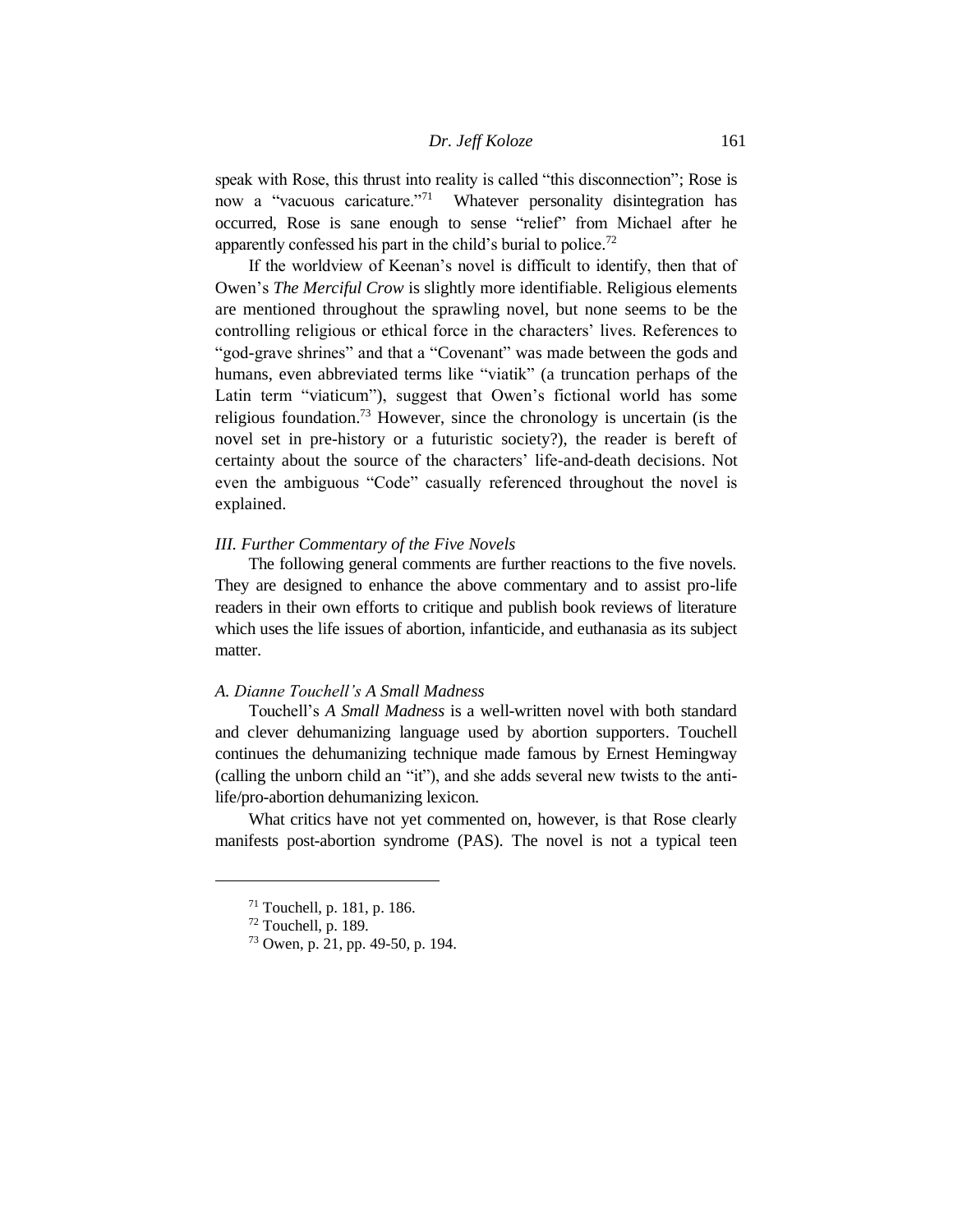speak with Rose, this thrust into reality is called "this disconnection"; Rose is now a "vacuous caricature."[71] Whatever personality disintegration has occurred, Rose is sane enough to sense "relief" from Michael after he apparently confessed his part in the child's burial to police.[72]

If the worldview of Keenan's novel is difficult to identify, then that of Owen's *The Merciful Crow* is slightly more identifiable. Religious elements are mentioned throughout the sprawling novel, but none seems to be the controlling religious or ethical force in the characters' lives. References to "god-grave shrines" and that a "Covenant" was made between the gods and humans, even abbreviated terms like "viatik" (a truncation perhaps of the Latin term "viaticum"), suggest that Owen's fictional world has some religious foundation.[73] However, since the chronology is uncertain (is the novel set in pre-history or a futuristic society?), the reader is bereft of certainty about the source of the characters' life-and-death decisions. Not even the ambiguous "Code" casually referenced throughout the novel is explained.

### *III. Further Commentary of the Five Novels*

The following general comments are further reactions to the five novels. They are designed to enhance the above commentary and to assist pro-life readers in their own efforts to critique and publish book reviews of literature which uses the life issues of abortion, infanticide, and euthanasia as its subject matter.

#### *A. Dianne Touchell's A Small Madness*

Touchell's *A Small Madness* is a well-written novel with both standard and clever dehumanizing language used by abortion supporters. Touchell continues the dehumanizing technique made famous by Ernest Hemingway (calling the unborn child an "it"), and she adds several new twists to the anti-life/pro-abortion dehumanizing lexicon.

What critics have not yet commented on, however, is that Rose clearly manifests post-abortion syndrome (PAS). The novel is not a typical teen

---

[71] Touchell, p. 181, p. 186.

[72] Touchell, p. 189.

[73] Owen, p. 21, pp. 49-50, p. 194.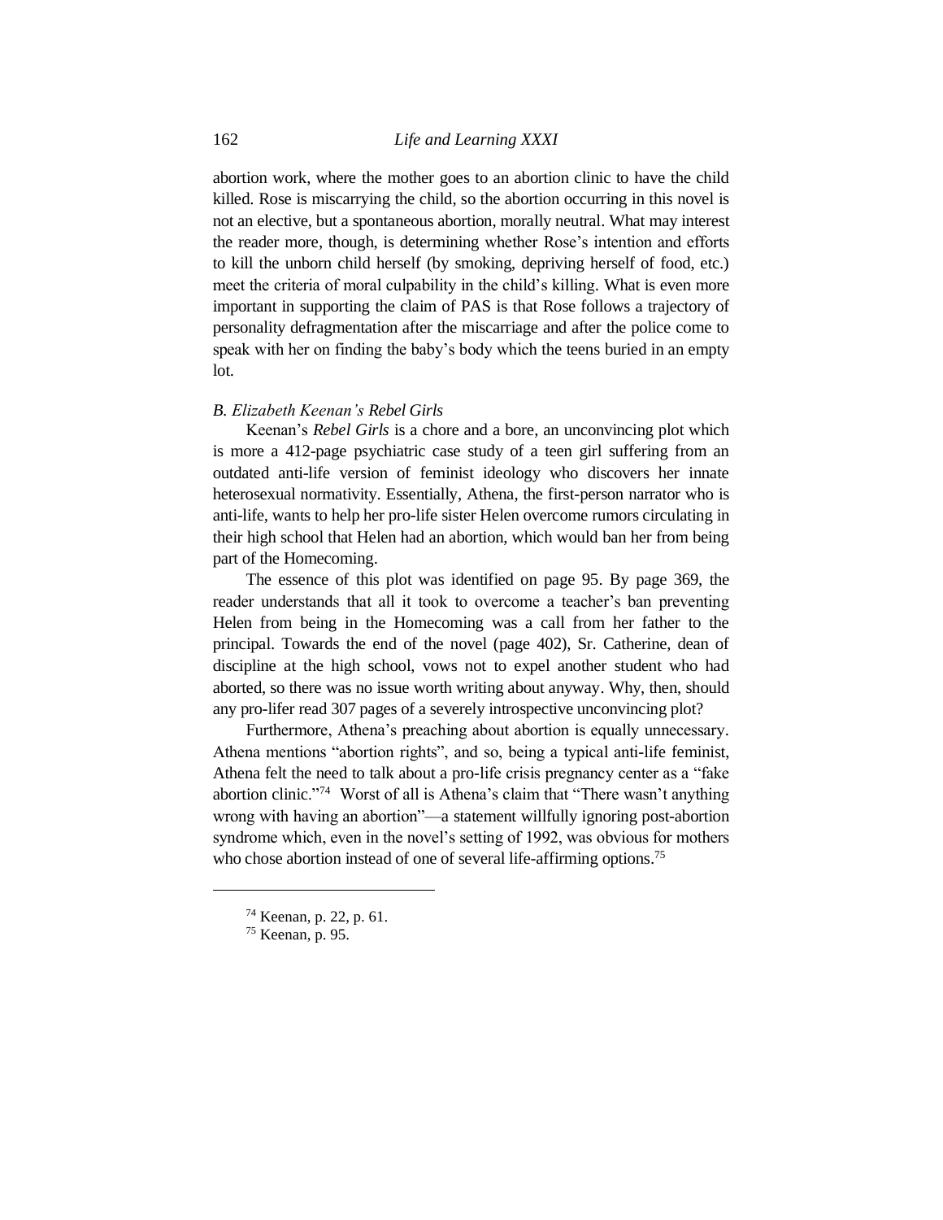abortion work, where the mother goes to an abortion clinic to have the child killed. Rose is miscarrying the child, so the abortion occurring in this novel is not an elective, but a spontaneous abortion, morally neutral. What may interest the reader more, though, is determining whether Rose's intention and efforts to kill the unborn child herself (by smoking, depriving herself of food, etc.) meet the criteria of moral culpability in the child's killing. What is even more important in supporting the claim of PAS is that Rose follows a trajectory of personality defragmentation after the miscarriage and after the police come to speak with her on finding the baby's body which the teens buried in an empty lot.

### *B. Elizabeth Keenan's Rebel Girls*

Keenan's *Rebel Girls* is a chore and a bore, an unconvincing plot which is more a 412-page psychiatric case study of a teen girl suffering from an outdated anti-life version of feminist ideology who discovers her innate heterosexual normativity. Essentially, Athena, the first-person narrator who is anti-life, wants to help her pro-life sister Helen overcome rumors circulating in their high school that Helen had an abortion, which would ban her from being part of the Homecoming.

The essence of this plot was identified on page 95. By page 369, the reader understands that all it took to overcome a teacher's ban preventing Helen from being in the Homecoming was a call from her father to the principal. Towards the end of the novel (page 402), Sr. Catherine, dean of discipline at the high school, vows not to expel another student who had aborted, so there was no issue worth writing about anyway. Why, then, should any pro-lifer read 307 pages of a severely introspective unconvincing plot?

Furthermore, Athena's preaching about abortion is equally unnecessary. Athena mentions "abortion rights", and so, being a typical anti-life feminist, Athena felt the need to talk about a pro-life crisis pregnancy center as a "fake abortion clinic."[74] Worst of all is Athena's claim that "There wasn't anything wrong with having an abortion"—a statement willfully ignoring post-abortion syndrome which, even in the novel's setting of 1992, was obvious for mothers who chose abortion instead of one of several life-affirming options.[75]

---

[74] Keenan, p. 22, p. 61.

[75] Keenan, p. 95.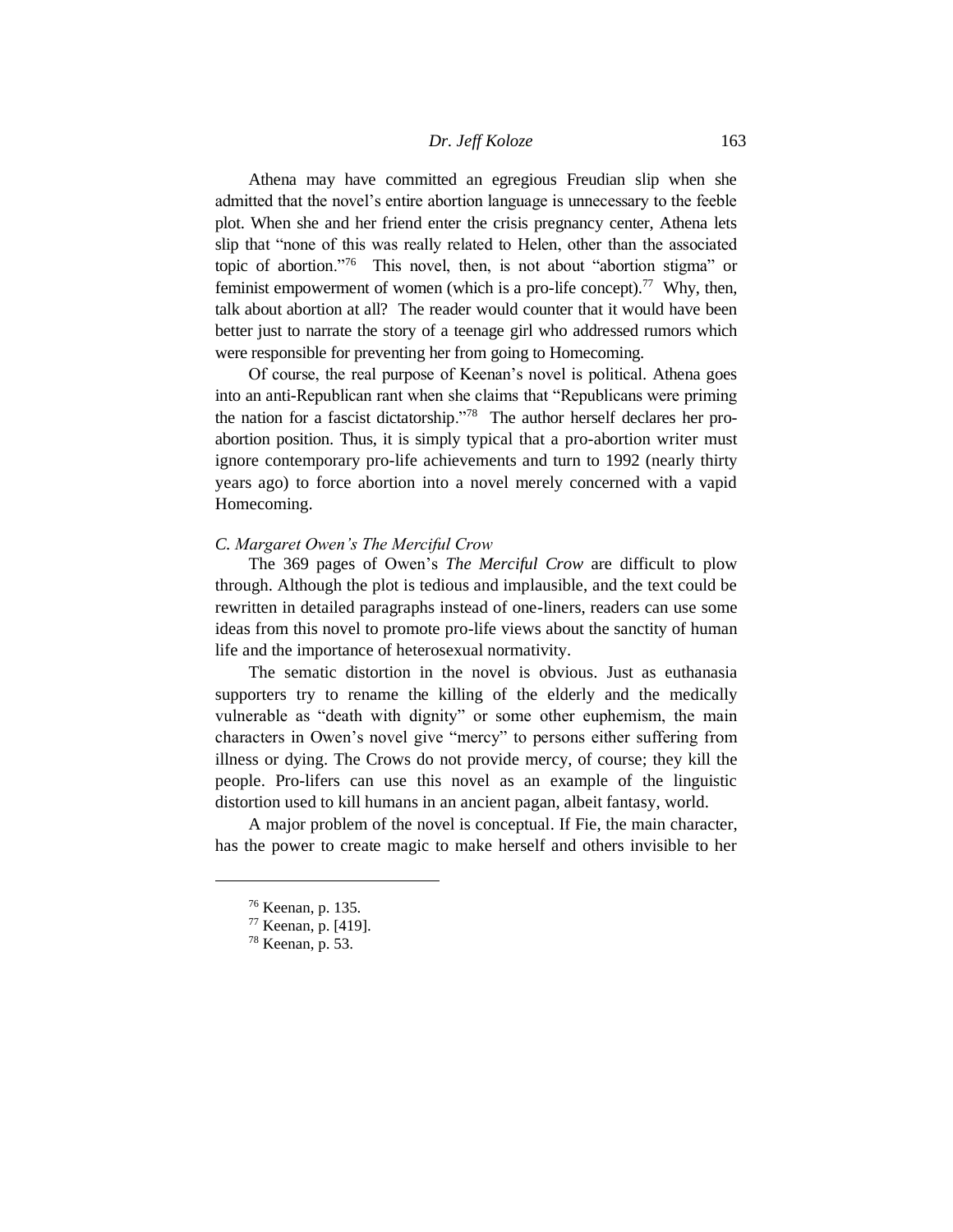Athena may have committed an egregious Freudian slip when she admitted that the novel's entire abortion language is unnecessary to the feeble plot. When she and her friend enter the crisis pregnancy center, Athena lets slip that "none of this was really related to Helen, other than the associated topic of abortion."[76] This novel, then, is not about "abortion stigma" or feminist empowerment of women (which is a pro-life concept).[77] Why, then, talk about abortion at all? The reader would counter that it would have been better just to narrate the story of a teenage girl who addressed rumors which were responsible for preventing her from going to Homecoming.

Of course, the real purpose of Keenan's novel is political. Athena goes into an anti-Republican rant when she claims that "Republicans were priming the nation for a fascist dictatorship."[78] The author herself declares her pro-abortion position. Thus, it is simply typical that a pro-abortion writer must ignore contemporary pro-life achievements and turn to 1992 (nearly thirty years ago) to force abortion into a novel merely concerned with a vapid Homecoming.

### *C. Margaret Owen's The Merciful Crow*

The 369 pages of Owen's *The Merciful Crow* are difficult to plow through. Although the plot is tedious and implausible, and the text could be rewritten in detailed paragraphs instead of one-liners, readers can use some ideas from this novel to promote pro-life views about the sanctity of human life and the importance of heterosexual normativity.

The sematic distortion in the novel is obvious. Just as euthanasia supporters try to rename the killing of the elderly and the medically vulnerable as "death with dignity" or some other euphemism, the main characters in Owen's novel give "mercy" to persons either suffering from illness or dying. The Crows do not provide mercy, of course; they kill the people. Pro-lifers can use this novel as an example of the linguistic distortion used to kill humans in an ancient pagan, albeit fantasy, world.

A major problem of the novel is conceptual. If Fie, the main character, has the power to create magic to make herself and others invisible to her

---

[76] Keenan, p. 135.

[77] Keenan, p. [419].

[78] Keenan, p. 53.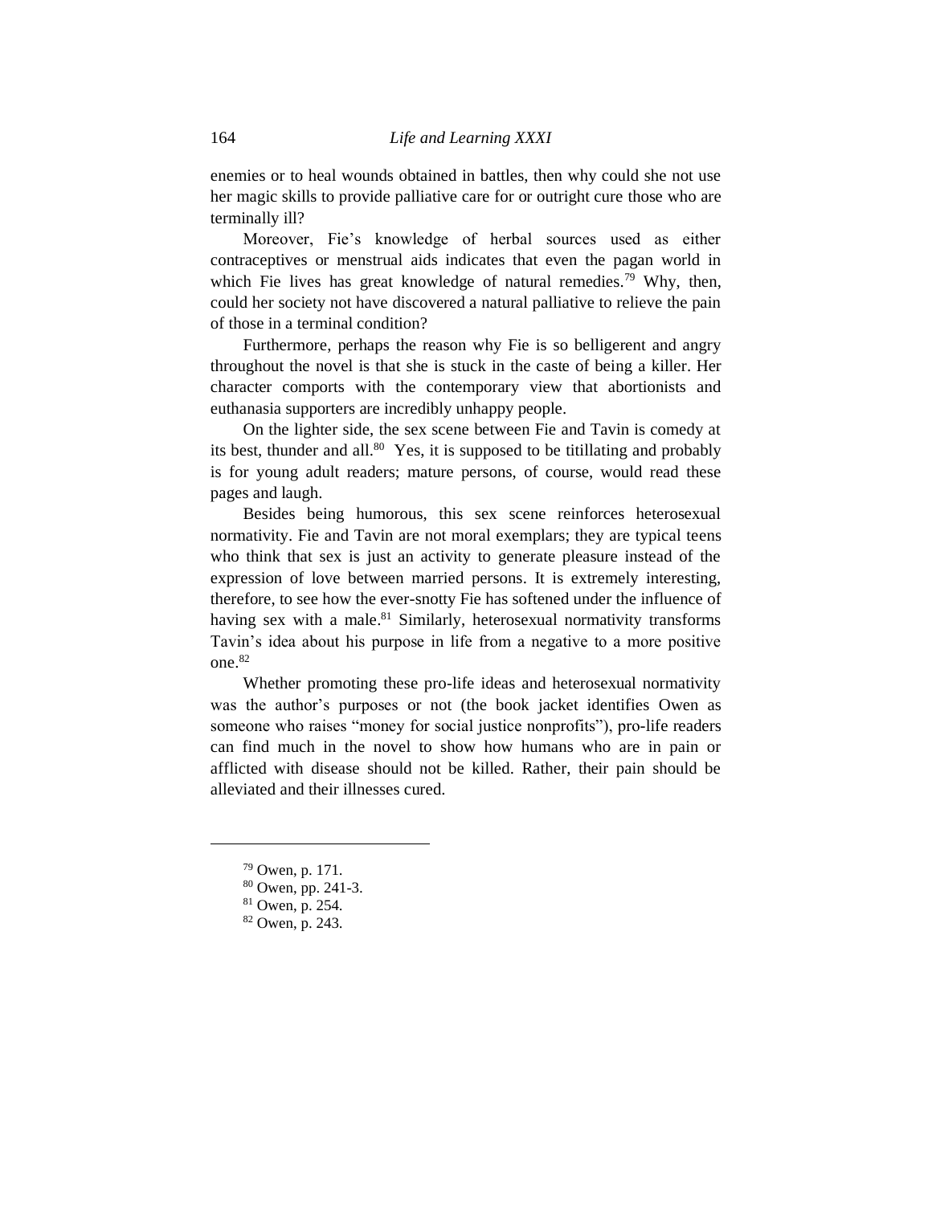enemies or to heal wounds obtained in battles, then why could she not use her magic skills to provide palliative care for or outright cure those who are terminally ill?

Moreover, Fie's knowledge of herbal sources used as either contraceptives or menstrual aids indicates that even the pagan world in which Fie lives has great knowledge of natural remedies.[79] Why, then, could her society not have discovered a natural palliative to relieve the pain of those in a terminal condition?

Furthermore, perhaps the reason why Fie is so belligerent and angry throughout the novel is that she is stuck in the caste of being a killer. Her character comports with the contemporary view that abortionists and euthanasia supporters are incredibly unhappy people.

On the lighter side, the sex scene between Fie and Tavin is comedy at its best, thunder and all.[80] Yes, it is supposed to be titillating and probably is for young adult readers; mature persons, of course, would read these pages and laugh.

Besides being humorous, this sex scene reinforces heterosexual normativity. Fie and Tavin are not moral exemplars; they are typical teens who think that sex is just an activity to generate pleasure instead of the expression of love between married persons. It is extremely interesting, therefore, to see how the ever-snotty Fie has softened under the influence of having sex with a male.[81] Similarly, heterosexual normativity transforms Tavin's idea about his purpose in life from a negative to a more positive one.[82]

Whether promoting these pro-life ideas and heterosexual normativity was the author's purposes or not (the book jacket identifies Owen as someone who raises "money for social justice nonprofits"), pro-life readers can find much in the novel to show how humans who are in pain or afflicted with disease should not be killed. Rather, their pain should be alleviated and their illnesses cured.

---

[79] Owen, p. 171.

[80] Owen, pp. 241-3.

[81] Owen, p. 254.

[82] Owen, p. 243.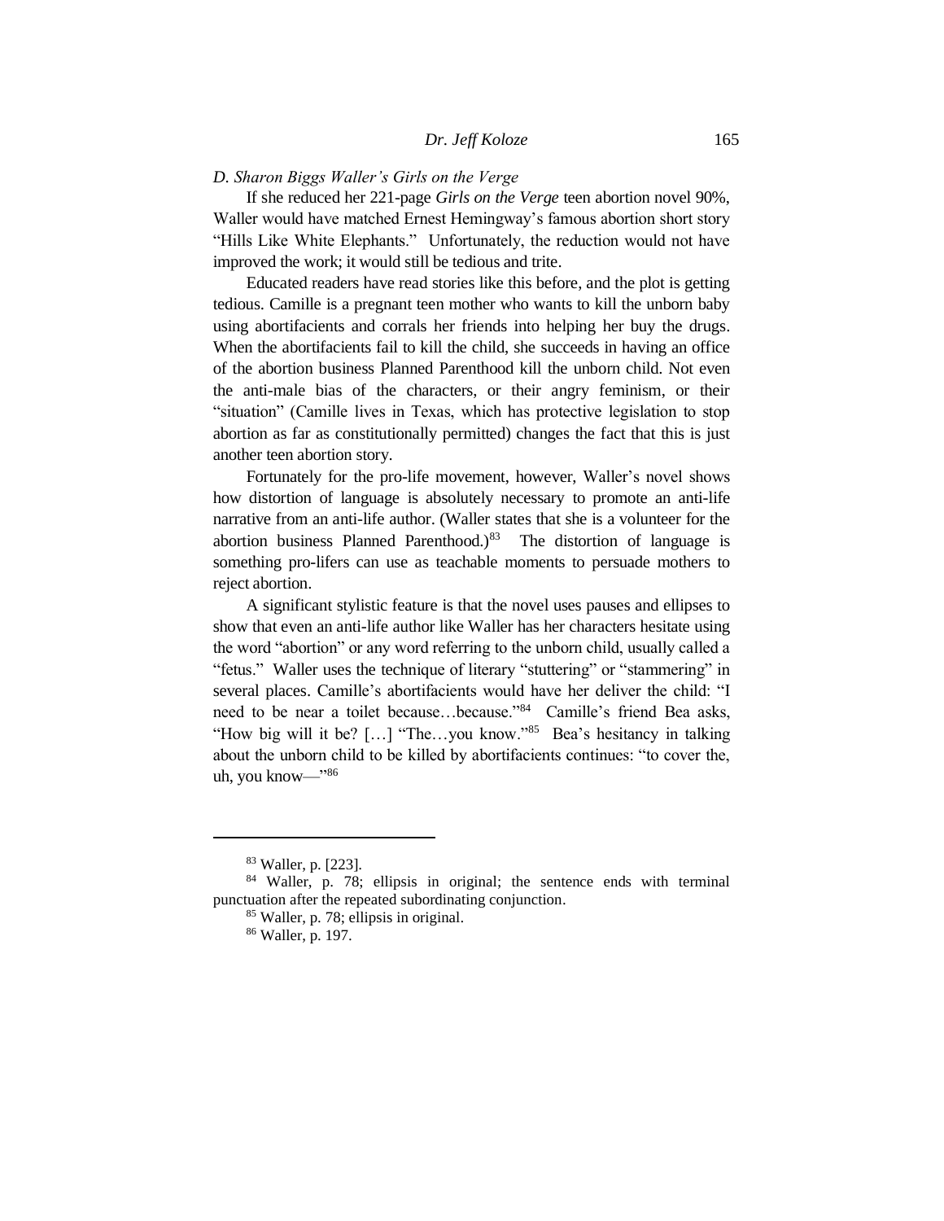### D. Sharon Biggs Waller's *Girls on the Verge*

If she reduced her 221-page *Girls on the Verge* teen abortion novel 90%, Waller would have matched Ernest Hemingway's famous abortion short story "Hills Like White Elephants." Unfortunately, the reduction would not have improved the work; it would still be tedious and trite.

Educated readers have read stories like this before, and the plot is getting tedious. Camille is a pregnant teen mother who wants to kill the unborn baby using abortifacients and corrals her friends into helping her buy the drugs. When the abortifacients fail to kill the child, she succeeds in having an office of the abortion business Planned Parenthood kill the unborn child. Not even the anti-male bias of the characters, or their angry feminism, or their "situation" (Camille lives in Texas, which has protective legislation to stop abortion as far as constitutionally permitted) changes the fact that this is just another teen abortion story.

Fortunately for the pro-life movement, however, Waller's novel shows how distortion of language is absolutely necessary to promote an anti-life narrative from an anti-life author. (Waller states that she is a volunteer for the abortion business Planned Parenthood.)[83] The distortion of language is something pro-lifers can use as teachable moments to persuade mothers to reject abortion.

A significant stylistic feature is that the novel uses pauses and ellipses to show that even an anti-life author like Waller has her characters hesitate using the word "abortion" or any word referring to the unborn child, usually called a "fetus." Waller uses the technique of literary "stuttering" or "stammering" in several places. Camille's abortifacients would have her deliver the child: "I need to be near a toilet because…because."[84] Camille's friend Bea asks, "How big will it be? […] "The…you know."[85] Bea's hesitancy in talking about the unborn child to be killed by abortifacients continues: "to cover the, uh, you know—"[86]

---

[83] Waller, p. [223].

[84] Waller, p. 78; ellipsis in original; the sentence ends with terminal punctuation after the repeated subordinating conjunction.

[85] Waller, p. 78; ellipsis in original.

[86] Waller, p. 197.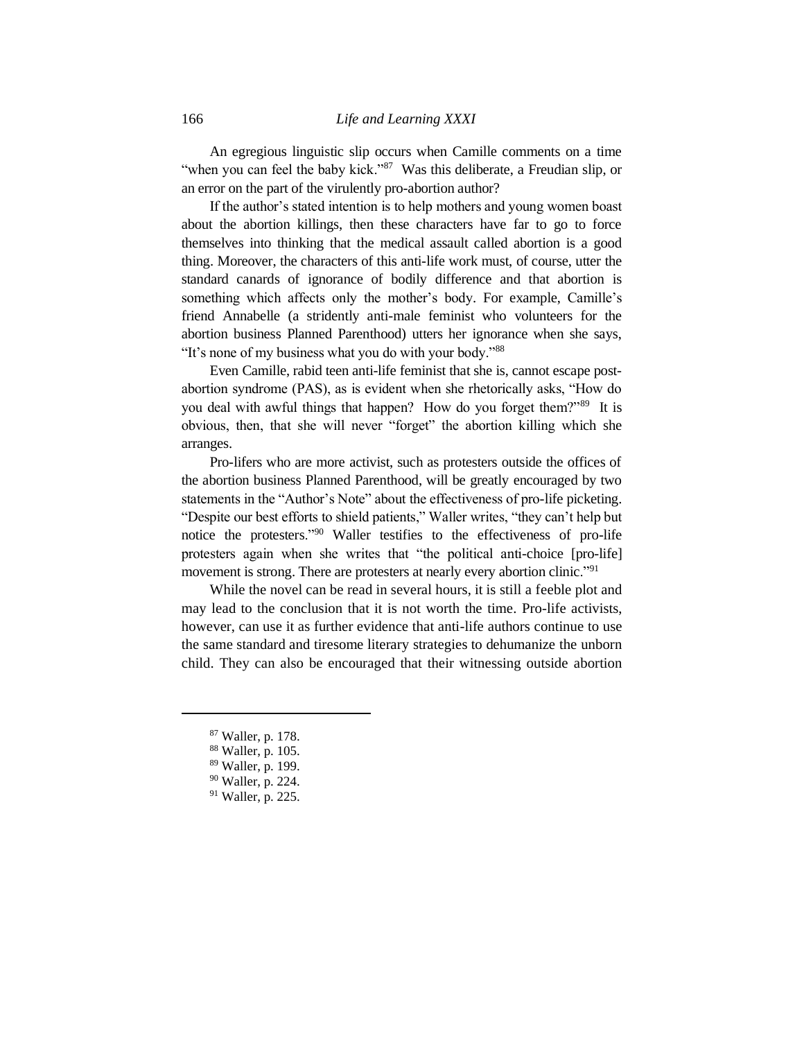An egregious linguistic slip occurs when Camille comments on a time "when you can feel the baby kick."[87] Was this deliberate, a Freudian slip, or an error on the part of the virulently pro-abortion author?

If the author's stated intention is to help mothers and young women boast about the abortion killings, then these characters have far to go to force themselves into thinking that the medical assault called abortion is a good thing. Moreover, the characters of this anti-life work must, of course, utter the standard canards of ignorance of bodily difference and that abortion is something which affects only the mother's body. For example, Camille's friend Annabelle (a stridently anti-male feminist who volunteers for the abortion business Planned Parenthood) utters her ignorance when she says, "It's none of my business what you do with your body."[88]

Even Camille, rabid teen anti-life feminist that she is, cannot escape post-abortion syndrome (PAS), as is evident when she rhetorically asks, "How do you deal with awful things that happen? How do you forget them?"[89] It is obvious, then, that she will never "forget" the abortion killing which she arranges.

Pro-lifers who are more activist, such as protesters outside the offices of the abortion business Planned Parenthood, will be greatly encouraged by two statements in the "Author's Note" about the effectiveness of pro-life picketing. "Despite our best efforts to shield patients," Waller writes, "they can't help but notice the protesters."[90] Waller testifies to the effectiveness of pro-life protesters again when she writes that "the political anti-choice [pro-life] movement is strong. There are protesters at nearly every abortion clinic."[91]

While the novel can be read in several hours, it is still a feeble plot and may lead to the conclusion that it is not worth the time. Pro-life activists, however, can use it as further evidence that anti-life authors continue to use the same standard and tiresome literary strategies to dehumanize the unborn child. They can also be encouraged that their witnessing outside abortion

---

[87] Waller, p. 178.
[88] Waller, p. 105.
[89] Waller, p. 199.
[90] Waller, p. 224.
[91] Waller, p. 225.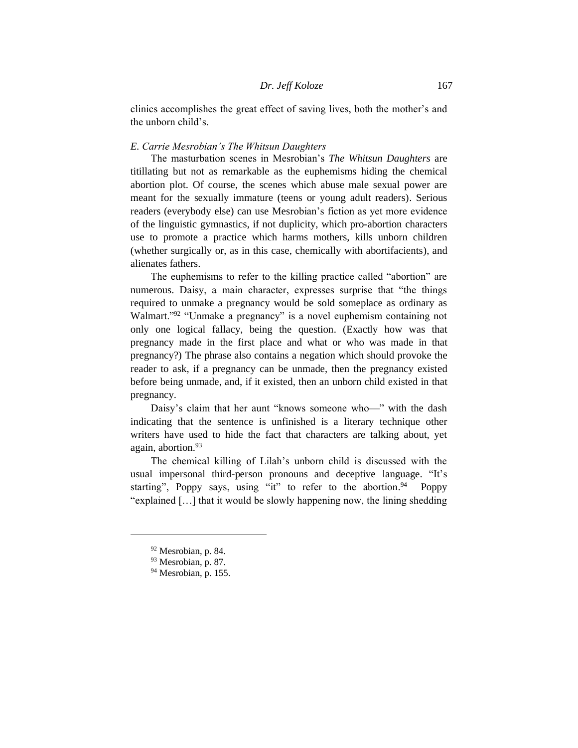clinics accomplishes the great effect of saving lives, both the mother's and the unborn child's.

### *E. Carrie Mesrobian's The Whitsun Daughters*

The masturbation scenes in Mesrobian's *The Whitsun Daughters* are titillating but not as remarkable as the euphemisms hiding the chemical abortion plot. Of course, the scenes which abuse male sexual power are meant for the sexually immature (teens or young adult readers). Serious readers (everybody else) can use Mesrobian's fiction as yet more evidence of the linguistic gymnastics, if not duplicity, which pro-abortion characters use to promote a practice which harms mothers, kills unborn children (whether surgically or, as in this case, chemically with abortifacients), and alienates fathers.

The euphemisms to refer to the killing practice called "abortion" are numerous. Daisy, a main character, expresses surprise that "the things required to unmake a pregnancy would be sold someplace as ordinary as Walmart."[92] "Unmake a pregnancy" is a novel euphemism containing not only one logical fallacy, being the question. (Exactly how was that pregnancy made in the first place and what or who was made in that pregnancy?) The phrase also contains a negation which should provoke the reader to ask, if a pregnancy can be unmade, then the pregnancy existed before being unmade, and, if it existed, then an unborn child existed in that pregnancy.

Daisy's claim that her aunt "knows someone who—" with the dash indicating that the sentence is unfinished is a literary technique other writers have used to hide the fact that characters are talking about, yet again, abortion.[93]

The chemical killing of Lilah's unborn child is discussed with the usual impersonal third-person pronouns and deceptive language. "It's starting", Poppy says, using "it" to refer to the abortion.[94] Poppy "explained […] that it would be slowly happening now, the lining shedding

[92] Mesrobian, p. 84.

[93] Mesrobian, p. 87.

[94] Mesrobian, p. 155.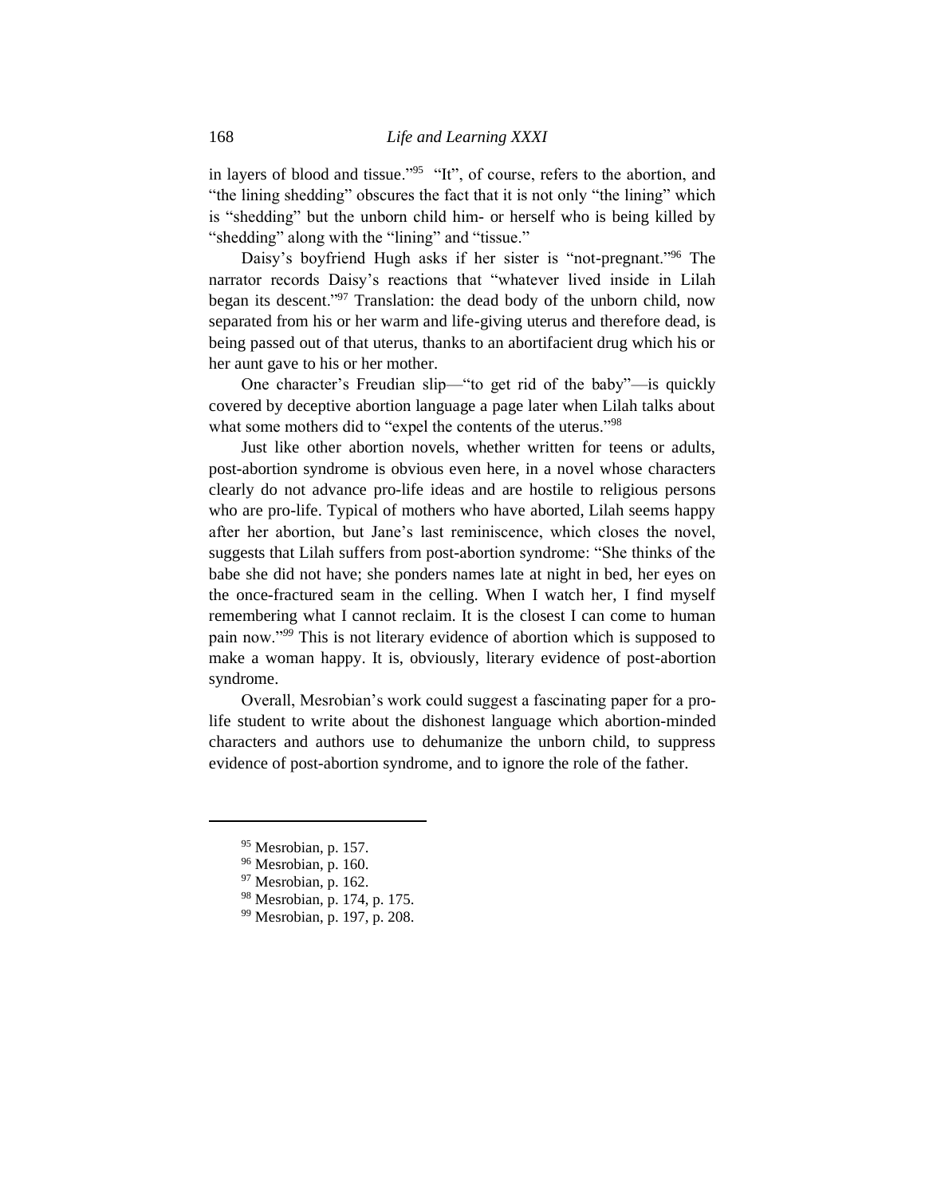in layers of blood and tissue."[95] "It", of course, refers to the abortion, and "the lining shedding" obscures the fact that it is not only "the lining" which is "shedding" but the unborn child him- or herself who is being killed by "shedding" along with the "lining" and "tissue."

Daisy's boyfriend Hugh asks if her sister is "not-pregnant."[96] The narrator records Daisy's reactions that "whatever lived inside in Lilah began its descent."[97] Translation: the dead body of the unborn child, now separated from his or her warm and life-giving uterus and therefore dead, is being passed out of that uterus, thanks to an abortifacient drug which his or her aunt gave to his or her mother.

One character's Freudian slip—"to get rid of the baby"—is quickly covered by deceptive abortion language a page later when Lilah talks about what some mothers did to "expel the contents of the uterus."[98]

Just like other abortion novels, whether written for teens or adults, post-abortion syndrome is obvious even here, in a novel whose characters clearly do not advance pro-life ideas and are hostile to religious persons who are pro-life. Typical of mothers who have aborted, Lilah seems happy after her abortion, but Jane's last reminiscence, which closes the novel, suggests that Lilah suffers from post-abortion syndrome: "She thinks of the babe she did not have; she ponders names late at night in bed, her eyes on the once-fractured seam in the celling. When I watch her, I find myself remembering what I cannot reclaim. It is the closest I can come to human pain now."[99] This is not literary evidence of abortion which is supposed to make a woman happy. It is, obviously, literary evidence of post-abortion syndrome.

Overall, Mesrobian's work could suggest a fascinating paper for a pro-life student to write about the dishonest language which abortion-minded characters and authors use to dehumanize the unborn child, to suppress evidence of post-abortion syndrome, and to ignore the role of the father.

---

[95] Mesrobian, p. 157.

[96] Mesrobian, p. 160.

[97] Mesrobian, p. 162.

[98] Mesrobian, p. 174, p. 175.

[99] Mesrobian, p. 197, p. 208.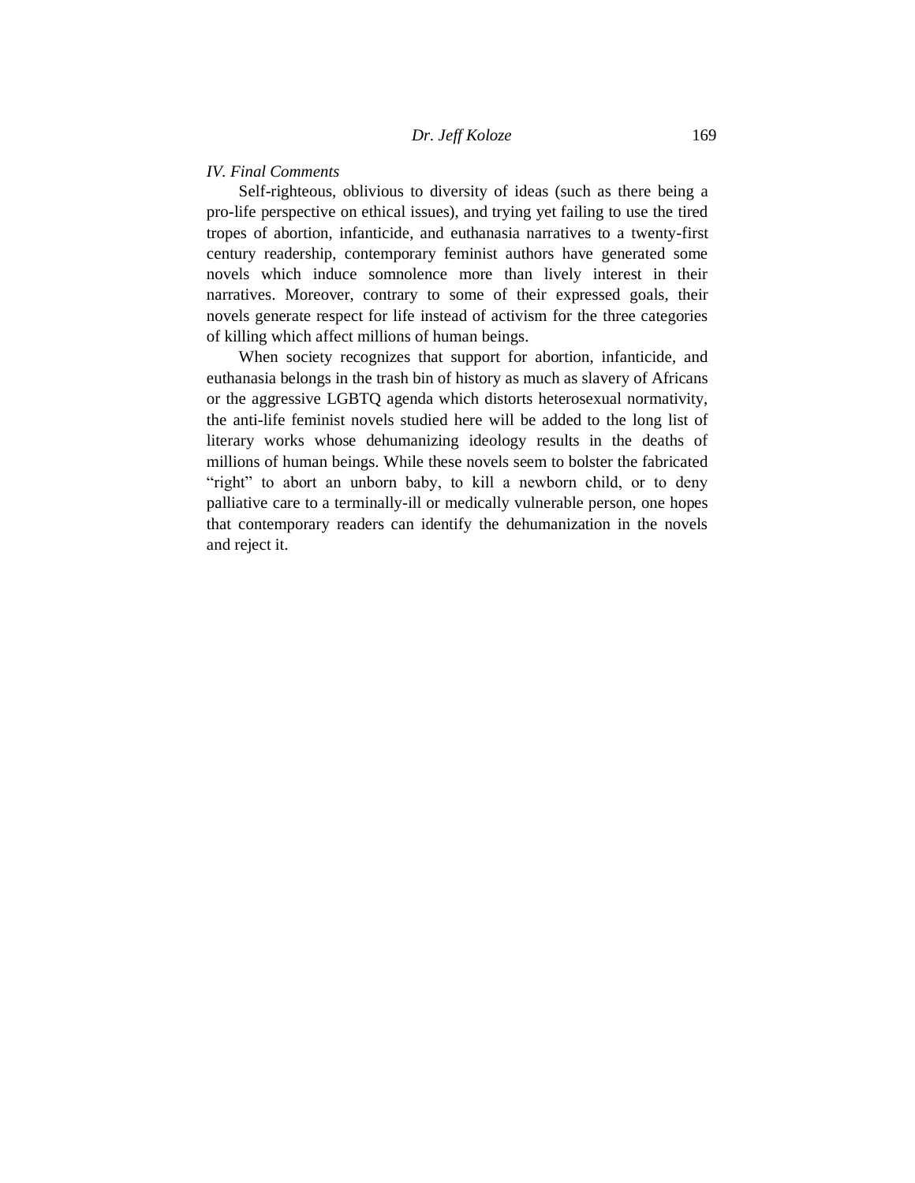*IV. Final Comments*

Self-righteous, oblivious to diversity of ideas (such as there being a pro-life perspective on ethical issues), and trying yet failing to use the tired tropes of abortion, infanticide, and euthanasia narratives to a twenty-first century readership, contemporary feminist authors have generated some novels which induce somnolence more than lively interest in their narratives. Moreover, contrary to some of their expressed goals, their novels generate respect for life instead of activism for the three categories of killing which affect millions of human beings.

When society recognizes that support for abortion, infanticide, and euthanasia belongs in the trash bin of history as much as slavery of Africans or the aggressive LGBTQ agenda which distorts heterosexual normativity, the anti-life feminist novels studied here will be added to the long list of literary works whose dehumanizing ideology results in the deaths of millions of human beings. While these novels seem to bolster the fabricated "right" to abort an unborn baby, to kill a newborn child, or to deny palliative care to a terminally-ill or medically vulnerable person, one hopes that contemporary readers can identify the dehumanization in the novels and reject it.